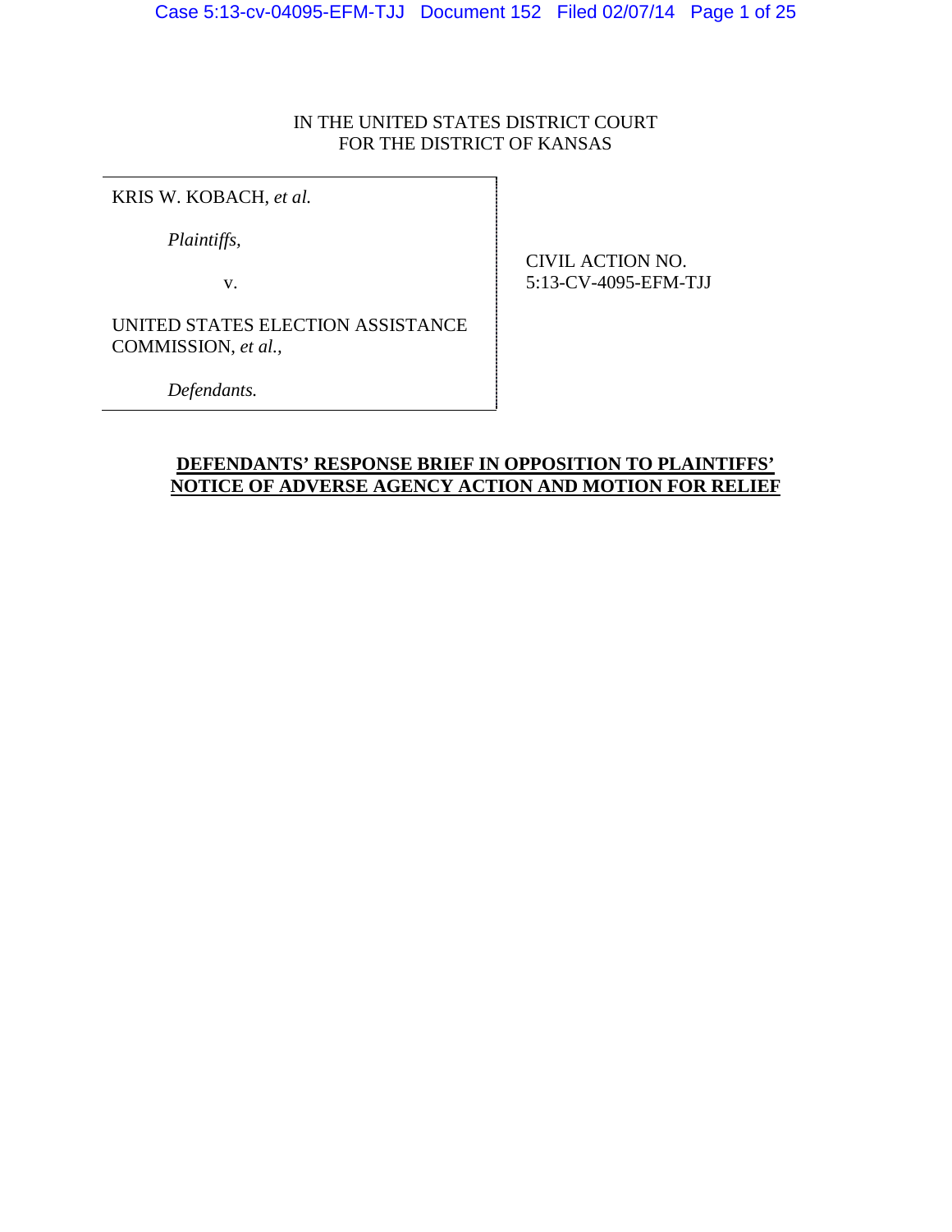IN THE UNITED STATES DISTRICT COURT
FOR THE DISTRICT OF KANSAS

| | |
|---|---|
| KRIS W. KOBACH, *et al.*<br><br>*Plaintiffs,*<br><br>v.<br><br>UNITED STATES ELECTION ASSISTANCE COMMISSION, *et al.,*<br><br>*Defendants.* | CIVIL ACTION NO.<br>5:13-CV-4095-EFM-TJJ |

**DEFENDANTS' RESPONSE BRIEF IN OPPOSITION TO PLAINTIFFS' NOTICE OF ADVERSE AGENCY ACTION AND MOTION FOR RELIEF**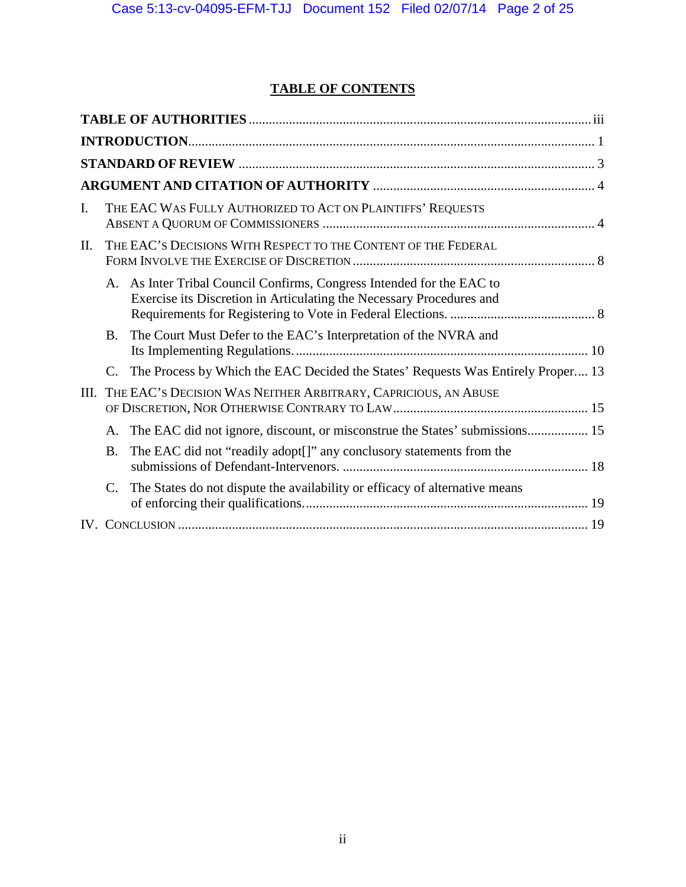## TABLE OF CONTENTS

**TABLE OF AUTHORITIES** ..... iii

**INTRODUCTION** ..... 1

**STANDARD OF REVIEW** ..... 3

**ARGUMENT AND CITATION OF AUTHORITY** ..... 4

I. THE EAC WAS FULLY AUTHORIZED TO ACT ON PLAINTIFFS' REQUESTS ABSENT A QUORUM OF COMMISSIONERS ..... 4

II. THE EAC'S DECISIONS WITH RESPECT TO THE CONTENT OF THE FEDERAL FORM INVOLVE THE EXERCISE OF DISCRETION ..... 8

- A. As Inter Tribal Council Confirms, Congress Intended for the EAC to Exercise its Discretion in Articulating the Necessary Procedures and Requirements for Registering to Vote in Federal Elections. ..... 8
- B. The Court Must Defer to the EAC's Interpretation of the NVRA and Its Implementing Regulations. ..... 10
- C. The Process by Which the EAC Decided the States' Requests Was Entirely Proper ..... 13

III. THE EAC'S DECISION WAS NEITHER ARBITRARY, CAPRICIOUS, AN ABUSE OF DISCRETION, NOR OTHERWISE CONTRARY TO LAW ..... 15

- A. The EAC did not ignore, discount, or misconstrue the States' submissions ..... 15
- B. The EAC did not "readily adopt[]" any conclusory statements from the submissions of Defendant-Intervenors. ..... 18
- C. The States do not dispute the availability or efficacy of alternative means of enforcing their qualifications. ..... 19

IV. CONCLUSION ..... 19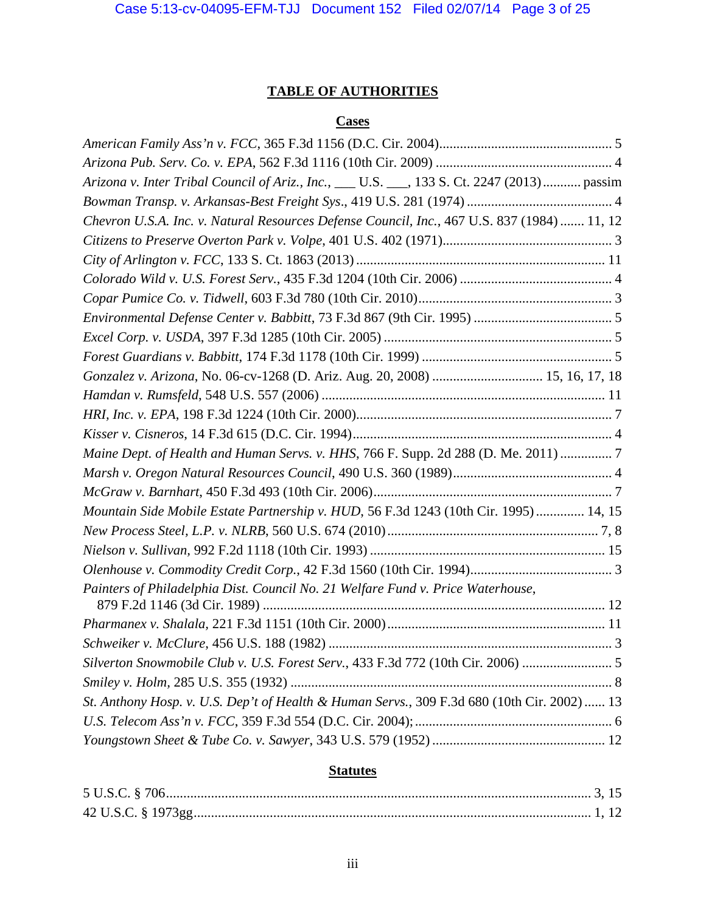# TABLE OF AUTHORITIES

## Cases

*American Family Ass'n v. FCC*, 365 F.3d 1156 (D.C. Cir. 2004)....................................................... 5

*Arizona Pub. Serv. Co. v. EPA*, 562 F.3d 1116 (10th Cir. 2009) ...................................................... 4

*Arizona v. Inter Tribal Council of Ariz., Inc.*, ___ U.S. ___, 133 S. Ct. 2247 (2013)........... passim

*Bowman Transp. v. Arkansas-Best Freight Sys*., 419 U.S. 281 (1974) .......................................... 4

*Chevron U.S.A. Inc. v. Natural Resources Defense Council, Inc.*, 467 U.S. 837 (1984) ....... 11, 12

*Citizens to Preserve Overton Park v. Volpe*, 401 U.S. 402 (1971)................................................. 3

*City of Arlington v. FCC*, 133 S. Ct. 1863 (2013) ....................................................................... 11

*Colorado Wild v. U.S. Forest Serv.*, 435 F.3d 1204 (10th Cir. 2006) ........................................... 4

*Copar Pumice Co. v. Tidwell*, 603 F.3d 780 (10th Cir. 2010)........................................................ 3

*Environmental Defense Center v. Babbitt*, 73 F.3d 867 (9th Cir. 1995) ........................................ 5

*Excel Corp. v. USDA*, 397 F.3d 1285 (10th Cir. 2005) .................................................................. 5

*Forest Guardians v. Babbitt*, 174 F.3d 1178 (10th Cir. 1999) ....................................................... 5

*Gonzalez v. Arizona*, No. 06-cv-1268 (D. Ariz. Aug. 20, 2008) ................................ 15, 16, 17, 18

*Hamdan v. Rumsfeld*, 548 U.S. 557 (2006) ................................................................................. 11

*HRI, Inc. v. EPA*, 198 F.3d 1224 (10th Cir. 2000).......................................................................... 7

*Kisser v. Cisneros*, 14 F.3d 615 (D.C. Cir. 1994)........................................................................... 4

*Maine Dept. of Health and Human Servs. v. HHS*, 766 F. Supp. 2d 288 (D. Me. 2011) ............... 7

*Marsh v. Oregon Natural Resources Council*, 490 U.S. 360 (1989).............................................. 4

*McGraw v. Barnhart*, 450 F.3d 493 (10th Cir. 2006)..................................................................... 7

*Mountain Side Mobile Estate Partnership v. HUD*, 56 F.3d 1243 (10th Cir. 1995).............. 14, 15

*New Process Steel, L.P. v. NLRB*, 560 U.S. 674 (2010)............................................................. 7, 8

*Nielson v. Sullivan*, 992 F.2d 1118 (10th Cir. 1993) .................................................................... 15

*Olenhouse v. Commodity Credit Corp.*, 42 F.3d 1560 (10th Cir. 1994).......................................... 3

*Painters of Philadelphia Dist. Council No. 21 Welfare Fund v. Price Waterhouse*, 879 F.2d 1146 (3d Cir. 1989) .................................................................................................. 12

*Pharmanex v. Shalala*, 221 F.3d 1151 (10th Cir. 2000)............................................................... 11

*Schweiker v. McClure*, 456 U.S. 188 (1982) .................................................................................. 3

*Silverton Snowmobile Club v. U.S. Forest Serv.*, 433 F.3d 772 (10th Cir. 2006) .......................... 5

*Smiley v. Holm*, 285 U.S. 355 (1932) ............................................................................................. 8

*St. Anthony Hosp. v. U.S. Dep't of Health & Human Servs.*, 309 F.3d 680 (10th Cir. 2002)...... 13

*U.S. Telecom Ass'n v. FCC*, 359 F.3d 554 (D.C. Cir. 2004);......................................................... 6

*Youngstown Sheet & Tube Co. v. Sawyer*, 343 U.S. 579 (1952) .................................................. 12

## Statutes

5 U.S.C. § 706.......................................................................................................................... 3, 15

42 U.S.C. § 1973gg.................................................................................................................. 1, 12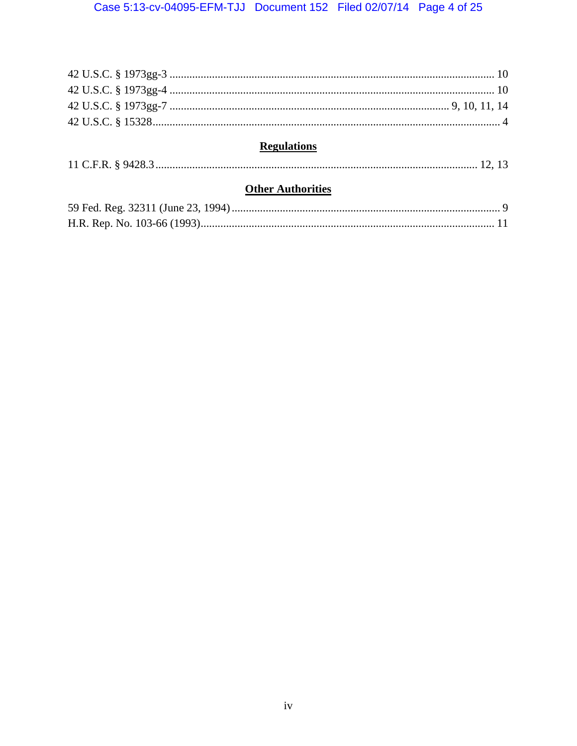42 U.S.C. § 1973gg-3 .................................................................................................................. 10
42 U.S.C. § 1973gg-4 .................................................................................................................. 10
42 U.S.C. § 1973gg-7 .................................................................................................. 9, 10, 11, 14
42 U.S.C. § 15328.......................................................................................................................... 4

## Regulations

11 C.F.R. § 9428.3 ................................................................................................................. 12, 13

## Other Authorities

59 Fed. Reg. 32311 (June 23, 1994) ............................................................................................... 9
H.R. Rep. No. 103-66 (1993)........................................................................................................ 11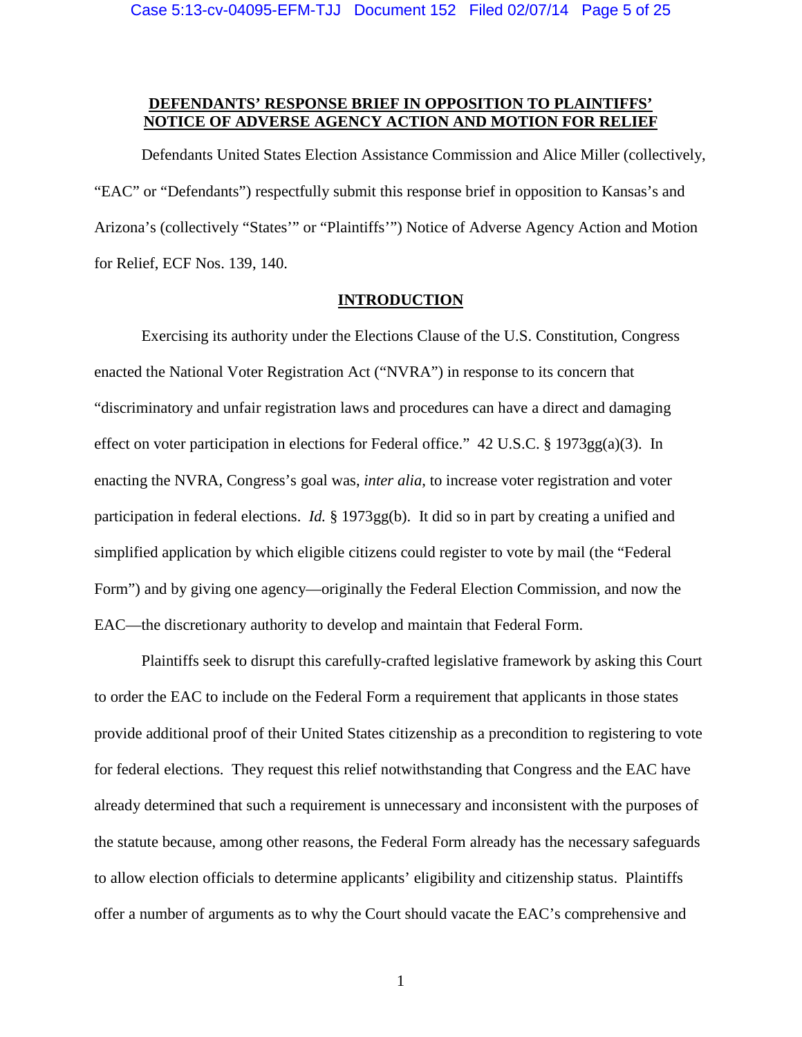**DEFENDANTS' RESPONSE BRIEF IN OPPOSITION TO PLAINTIFFS' NOTICE OF ADVERSE AGENCY ACTION AND MOTION FOR RELIEF**

Defendants United States Election Assistance Commission and Alice Miller (collectively, "EAC" or "Defendants") respectfully submit this response brief in opposition to Kansas's and Arizona's (collectively "States'" or "Plaintiffs'") Notice of Adverse Agency Action and Motion for Relief, ECF Nos. 139, 140.

**INTRODUCTION**

Exercising its authority under the Elections Clause of the U.S. Constitution, Congress enacted the National Voter Registration Act ("NVRA") in response to its concern that "discriminatory and unfair registration laws and procedures can have a direct and damaging effect on voter participation in elections for Federal office." 42 U.S.C. § 1973gg(a)(3). In enacting the NVRA, Congress's goal was, *inter alia*, to increase voter registration and voter participation in federal elections. *Id.* § 1973gg(b). It did so in part by creating a unified and simplified application by which eligible citizens could register to vote by mail (the "Federal Form") and by giving one agency—originally the Federal Election Commission, and now the EAC—the discretionary authority to develop and maintain that Federal Form.

Plaintiffs seek to disrupt this carefully-crafted legislative framework by asking this Court to order the EAC to include on the Federal Form a requirement that applicants in those states provide additional proof of their United States citizenship as a precondition to registering to vote for federal elections. They request this relief notwithstanding that Congress and the EAC have already determined that such a requirement is unnecessary and inconsistent with the purposes of the statute because, among other reasons, the Federal Form already has the necessary safeguards to allow election officials to determine applicants' eligibility and citizenship status. Plaintiffs offer a number of arguments as to why the Court should vacate the EAC's comprehensive and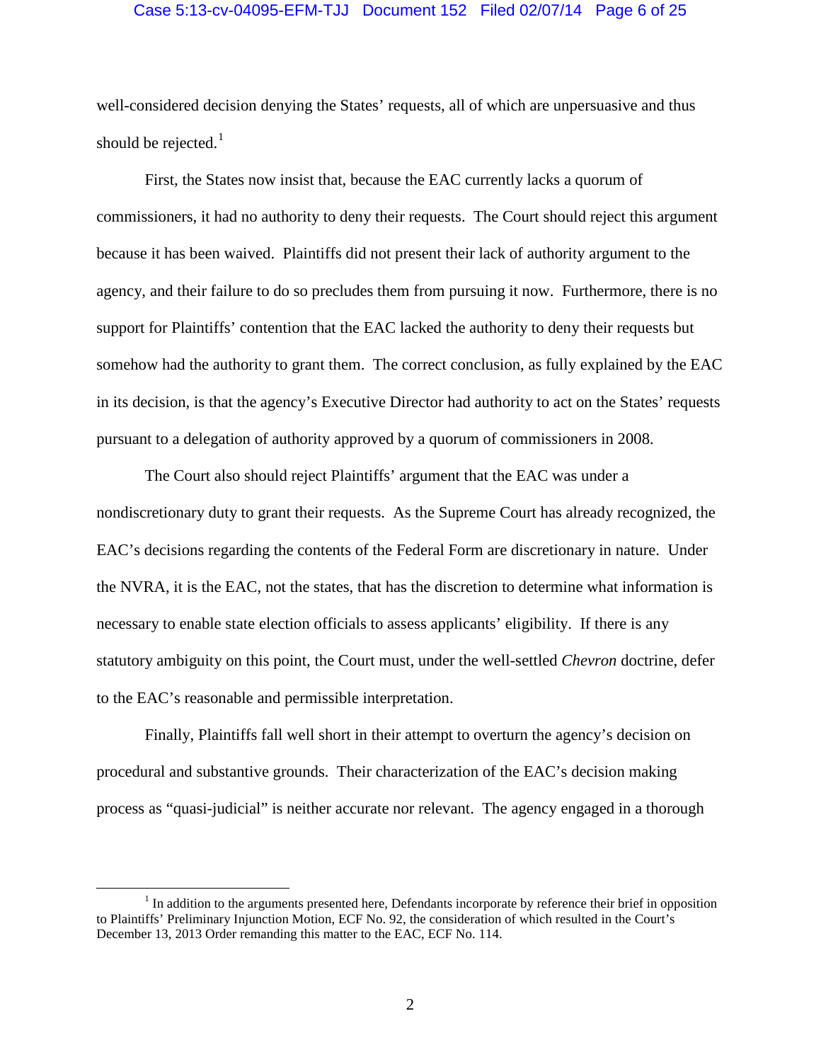well-considered decision denying the States' requests, all of which are unpersuasive and thus should be rejected.[1]

First, the States now insist that, because the EAC currently lacks a quorum of commissioners, it had no authority to deny their requests. The Court should reject this argument because it has been waived. Plaintiffs did not present their lack of authority argument to the agency, and their failure to do so precludes them from pursuing it now. Furthermore, there is no support for Plaintiffs' contention that the EAC lacked the authority to deny their requests but somehow had the authority to grant them. The correct conclusion, as fully explained by the EAC in its decision, is that the agency's Executive Director had authority to act on the States' requests pursuant to a delegation of authority approved by a quorum of commissioners in 2008.

The Court also should reject Plaintiffs' argument that the EAC was under a nondiscretionary duty to grant their requests. As the Supreme Court has already recognized, the EAC's decisions regarding the contents of the Federal Form are discretionary in nature. Under the NVRA, it is the EAC, not the states, that has the discretion to determine what information is necessary to enable state election officials to assess applicants' eligibility. If there is any statutory ambiguity on this point, the Court must, under the well-settled *Chevron* doctrine, defer to the EAC's reasonable and permissible interpretation.

Finally, Plaintiffs fall well short in their attempt to overturn the agency's decision on procedural and substantive grounds. Their characterization of the EAC's decision making process as "quasi-judicial" is neither accurate nor relevant. The agency engaged in a thorough

---

[1] In addition to the arguments presented here, Defendants incorporate by reference their brief in opposition to Plaintiffs' Preliminary Injunction Motion, ECF No. 92, the consideration of which resulted in the Court's December 13, 2013 Order remanding this matter to the EAC, ECF No. 114.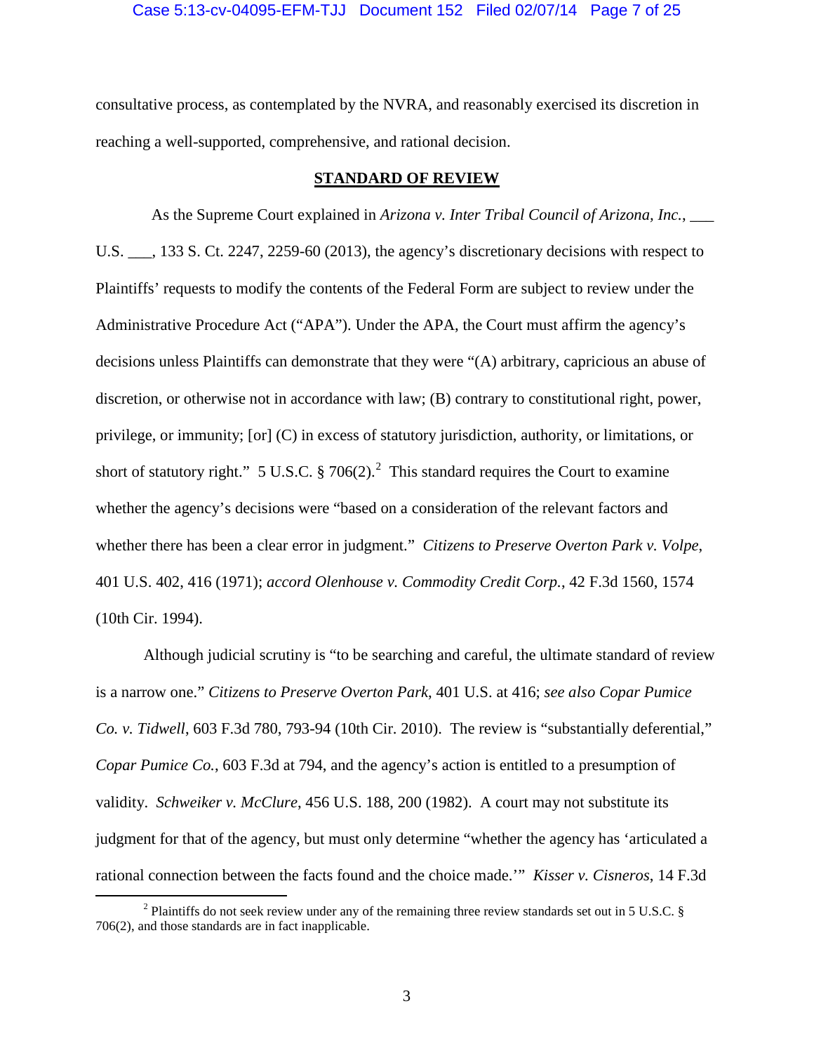consultative process, as contemplated by the NVRA, and reasonably exercised its discretion in reaching a well-supported, comprehensive, and rational decision.

## STANDARD OF REVIEW

As the Supreme Court explained in *Arizona v. Inter Tribal Council of Arizona, Inc.*, ___ U.S. ___, 133 S. Ct. 2247, 2259-60 (2013), the agency's discretionary decisions with respect to Plaintiffs' requests to modify the contents of the Federal Form are subject to review under the Administrative Procedure Act ("APA"). Under the APA, the Court must affirm the agency's decisions unless Plaintiffs can demonstrate that they were "(A) arbitrary, capricious an abuse of discretion, or otherwise not in accordance with law; (B) contrary to constitutional right, power, privilege, or immunity; [or] (C) in excess of statutory jurisdiction, authority, or limitations, or short of statutory right." 5 U.S.C. § 706(2).[2] This standard requires the Court to examine whether the agency's decisions were "based on a consideration of the relevant factors and whether there has been a clear error in judgment." *Citizens to Preserve Overton Park v. Volpe*, 401 U.S. 402, 416 (1971); *accord Olenhouse v. Commodity Credit Corp.*, 42 F.3d 1560, 1574 (10th Cir. 1994).

Although judicial scrutiny is "to be searching and careful, the ultimate standard of review is a narrow one." *Citizens to Preserve Overton Park*, 401 U.S. at 416; *see also Copar Pumice Co. v. Tidwell*, 603 F.3d 780, 793-94 (10th Cir. 2010). The review is "substantially deferential," *Copar Pumice Co.*, 603 F.3d at 794, and the agency's action is entitled to a presumption of validity. *Schweiker v. McClure*, 456 U.S. 188, 200 (1982). A court may not substitute its judgment for that of the agency, but must only determine "whether the agency has 'articulated a rational connection between the facts found and the choice made.'" *Kisser v. Cisneros*, 14 F.3d

---

[2] Plaintiffs do not seek review under any of the remaining three review standards set out in 5 U.S.C. § 706(2), and those standards are in fact inapplicable.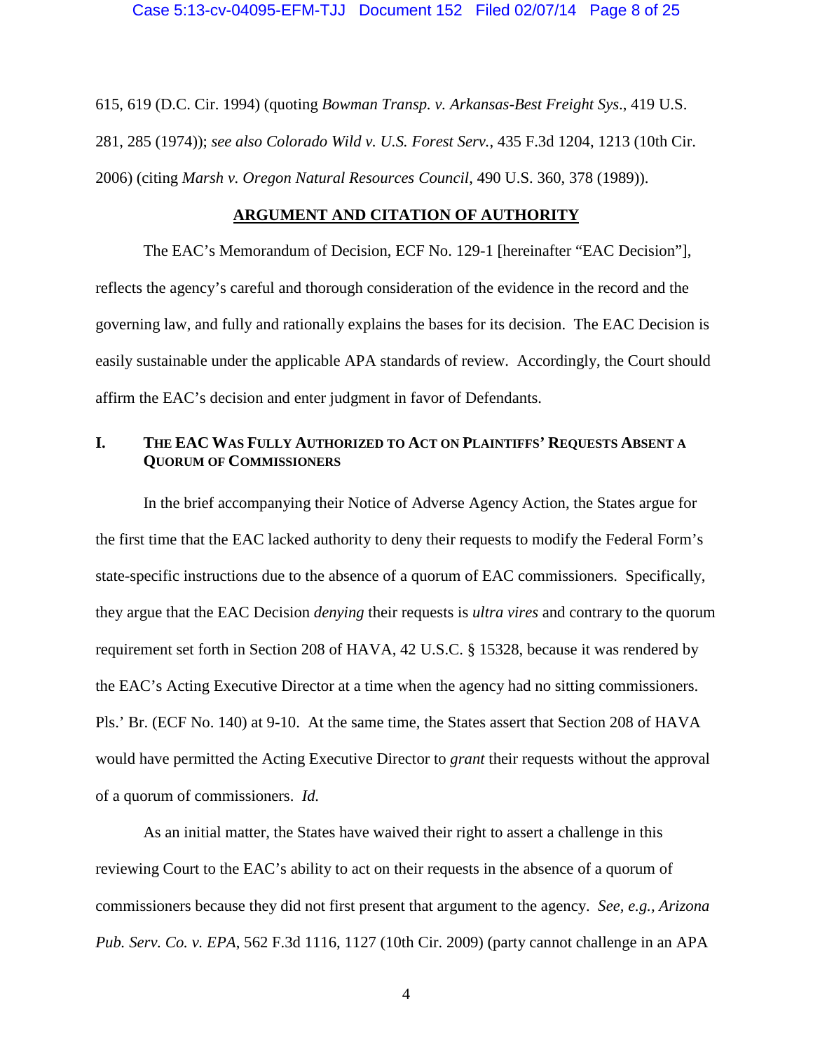615, 619 (D.C. Cir. 1994) (quoting *Bowman Transp. v. Arkansas-Best Freight Sys*., 419 U.S. 281, 285 (1974)); *see also Colorado Wild v. U.S. Forest Serv.*, 435 F.3d 1204, 1213 (10th Cir. 2006) (citing *Marsh v. Oregon Natural Resources Council*, 490 U.S. 360, 378 (1989)).

## ARGUMENT AND CITATION OF AUTHORITY

The EAC's Memorandum of Decision, ECF No. 129-1 [hereinafter "EAC Decision"], reflects the agency's careful and thorough consideration of the evidence in the record and the governing law, and fully and rationally explains the bases for its decision. The EAC Decision is easily sustainable under the applicable APA standards of review. Accordingly, the Court should affirm the EAC's decision and enter judgment in favor of Defendants.

### I. THE EAC WAS FULLY AUTHORIZED TO ACT ON PLAINTIFFS' REQUESTS ABSENT A QUORUM OF COMMISSIONERS

In the brief accompanying their Notice of Adverse Agency Action, the States argue for the first time that the EAC lacked authority to deny their requests to modify the Federal Form's state-specific instructions due to the absence of a quorum of EAC commissioners. Specifically, they argue that the EAC Decision *denying* their requests is *ultra vires* and contrary to the quorum requirement set forth in Section 208 of HAVA, 42 U.S.C. § 15328, because it was rendered by the EAC's Acting Executive Director at a time when the agency had no sitting commissioners. Pls.' Br. (ECF No. 140) at 9-10. At the same time, the States assert that Section 208 of HAVA would have permitted the Acting Executive Director to *grant* their requests without the approval of a quorum of commissioners. *Id.*

As an initial matter, the States have waived their right to assert a challenge in this reviewing Court to the EAC's ability to act on their requests in the absence of a quorum of commissioners because they did not first present that argument to the agency. *See, e.g., Arizona Pub. Serv. Co. v. EPA*, 562 F.3d 1116, 1127 (10th Cir. 2009) (party cannot challenge in an APA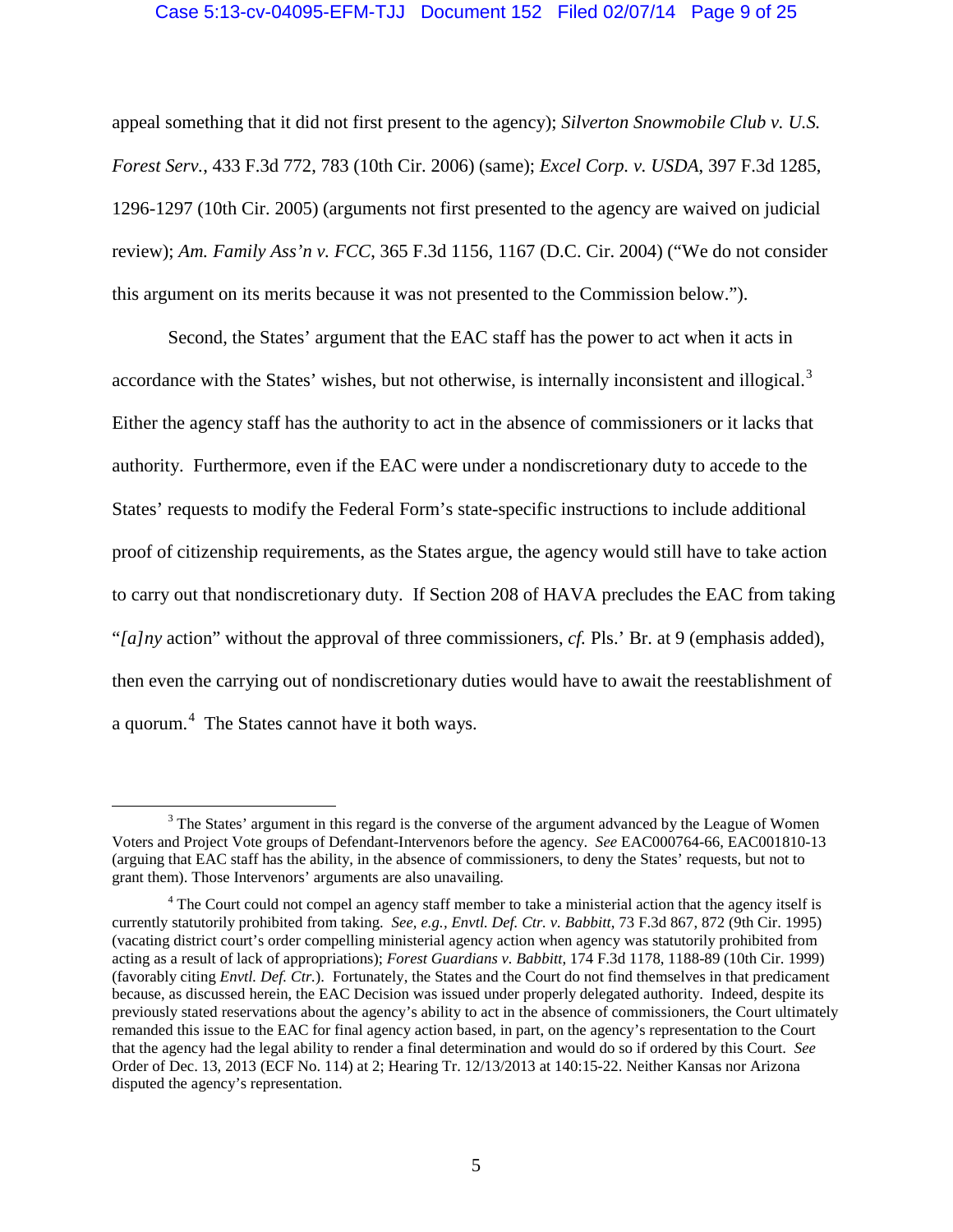appeal something that it did not first present to the agency); *Silverton Snowmobile Club v. U.S. Forest Serv.*, 433 F.3d 772, 783 (10th Cir. 2006) (same); *Excel Corp. v. USDA*, 397 F.3d 1285, 1296-1297 (10th Cir. 2005) (arguments not first presented to the agency are waived on judicial review); *Am. Family Ass'n v. FCC*, 365 F.3d 1156, 1167 (D.C. Cir. 2004) ("We do not consider this argument on its merits because it was not presented to the Commission below.").

Second, the States' argument that the EAC staff has the power to act when it acts in accordance with the States' wishes, but not otherwise, is internally inconsistent and illogical.[3] Either the agency staff has the authority to act in the absence of commissioners or it lacks that authority. Furthermore, even if the EAC were under a nondiscretionary duty to accede to the States' requests to modify the Federal Form's state-specific instructions to include additional proof of citizenship requirements, as the States argue, the agency would still have to take action to carry out that nondiscretionary duty. If Section 208 of HAVA precludes the EAC from taking "*[a]ny* action" without the approval of three commissioners, *cf.* Pls.' Br. at 9 (emphasis added), then even the carrying out of nondiscretionary duties would have to await the reestablishment of a quorum.[4] The States cannot have it both ways.

[3] The States' argument in this regard is the converse of the argument advanced by the League of Women Voters and Project Vote groups of Defendant-Intervenors before the agency. *See* EAC000764-66, EAC001810-13 (arguing that EAC staff has the ability, in the absence of commissioners, to deny the States' requests, but not to grant them). Those Intervenors' arguments are also unavailing.

[4] The Court could not compel an agency staff member to take a ministerial action that the agency itself is currently statutorily prohibited from taking. *See, e.g.*, *Envtl. Def. Ctr. v. Babbitt*, 73 F.3d 867, 872 (9th Cir. 1995) (vacating district court's order compelling ministerial agency action when agency was statutorily prohibited from acting as a result of lack of appropriations); *Forest Guardians v. Babbitt*, 174 F.3d 1178, 1188-89 (10th Cir. 1999) (favorably citing *Envtl. Def. Ctr.*). Fortunately, the States and the Court do not find themselves in that predicament because, as discussed herein, the EAC Decision was issued under properly delegated authority. Indeed, despite its previously stated reservations about the agency's ability to act in the absence of commissioners, the Court ultimately remanded this issue to the EAC for final agency action based, in part, on the agency's representation to the Court that the agency had the legal ability to render a final determination and would do so if ordered by this Court. *See* Order of Dec. 13, 2013 (ECF No. 114) at 2; Hearing Tr. 12/13/2013 at 140:15-22. Neither Kansas nor Arizona disputed the agency's representation.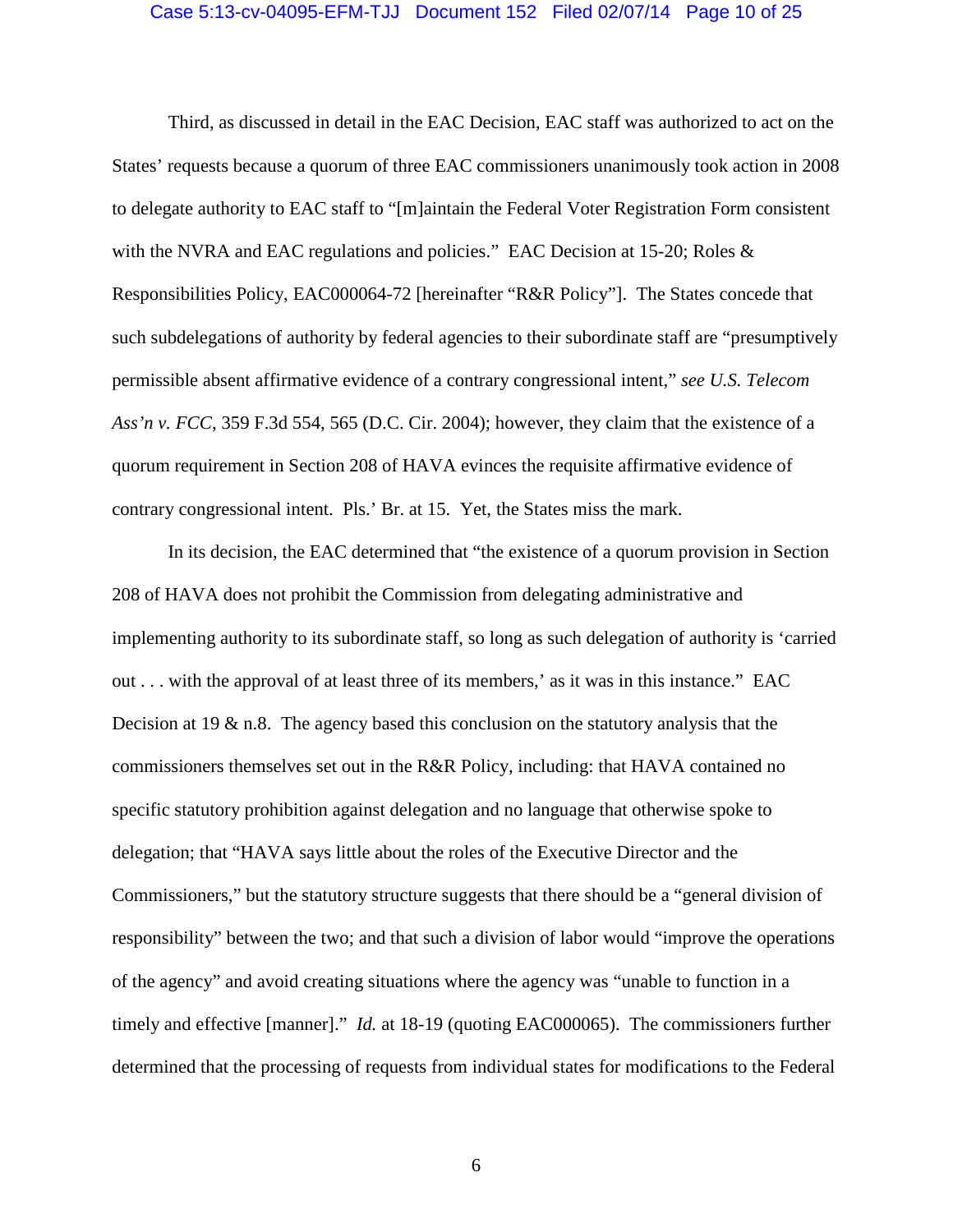Third, as discussed in detail in the EAC Decision, EAC staff was authorized to act on the States' requests because a quorum of three EAC commissioners unanimously took action in 2008 to delegate authority to EAC staff to "[m]aintain the Federal Voter Registration Form consistent with the NVRA and EAC regulations and policies." EAC Decision at 15-20; Roles & Responsibilities Policy, EAC000064-72 [hereinafter "R&R Policy"]. The States concede that such subdelegations of authority by federal agencies to their subordinate staff are "presumptively permissible absent affirmative evidence of a contrary congressional intent," *see U.S. Telecom Ass'n v. FCC*, 359 F.3d 554, 565 (D.C. Cir. 2004); however, they claim that the existence of a quorum requirement in Section 208 of HAVA evinces the requisite affirmative evidence of contrary congressional intent. Pls.' Br. at 15. Yet, the States miss the mark.

In its decision, the EAC determined that "the existence of a quorum provision in Section 208 of HAVA does not prohibit the Commission from delegating administrative and implementing authority to its subordinate staff, so long as such delegation of authority is 'carried out . . . with the approval of at least three of its members,' as it was in this instance." EAC Decision at 19 & n.8. The agency based this conclusion on the statutory analysis that the commissioners themselves set out in the R&R Policy, including: that HAVA contained no specific statutory prohibition against delegation and no language that otherwise spoke to delegation; that "HAVA says little about the roles of the Executive Director and the Commissioners," but the statutory structure suggests that there should be a "general division of responsibility" between the two; and that such a division of labor would "improve the operations of the agency" and avoid creating situations where the agency was "unable to function in a timely and effective [manner]." *Id.* at 18-19 (quoting EAC000065). The commissioners further determined that the processing of requests from individual states for modifications to the Federal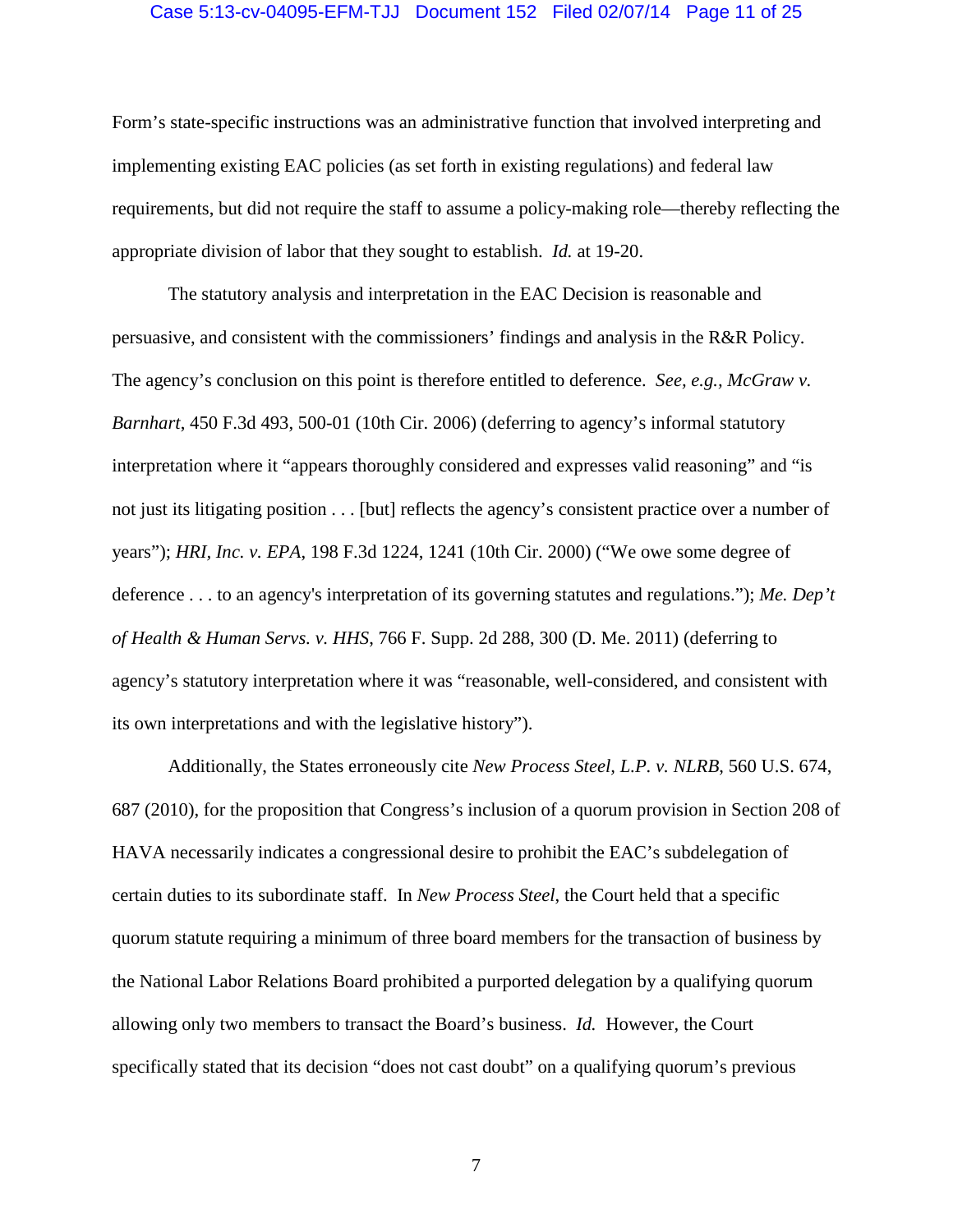Form's state-specific instructions was an administrative function that involved interpreting and implementing existing EAC policies (as set forth in existing regulations) and federal law requirements, but did not require the staff to assume a policy-making role—thereby reflecting the appropriate division of labor that they sought to establish. *Id.* at 19-20.

The statutory analysis and interpretation in the EAC Decision is reasonable and persuasive, and consistent with the commissioners' findings and analysis in the R&R Policy. The agency's conclusion on this point is therefore entitled to deference. *See, e.g., McGraw v. Barnhart*, 450 F.3d 493, 500-01 (10th Cir. 2006) (deferring to agency's informal statutory interpretation where it "appears thoroughly considered and expresses valid reasoning" and "is not just its litigating position . . . [but] reflects the agency's consistent practice over a number of years"); *HRI, Inc. v. EPA*, 198 F.3d 1224, 1241 (10th Cir. 2000) ("We owe some degree of deference . . . to an agency's interpretation of its governing statutes and regulations."); *Me. Dep't of Health & Human Servs. v. HHS*, 766 F. Supp. 2d 288, 300 (D. Me. 2011) (deferring to agency's statutory interpretation where it was "reasonable, well-considered, and consistent with its own interpretations and with the legislative history").

Additionally, the States erroneously cite *New Process Steel, L.P. v. NLRB*, 560 U.S. 674, 687 (2010), for the proposition that Congress's inclusion of a quorum provision in Section 208 of HAVA necessarily indicates a congressional desire to prohibit the EAC's subdelegation of certain duties to its subordinate staff. In *New Process Steel*, the Court held that a specific quorum statute requiring a minimum of three board members for the transaction of business by the National Labor Relations Board prohibited a purported delegation by a qualifying quorum allowing only two members to transact the Board's business. *Id.* However, the Court specifically stated that its decision "does not cast doubt" on a qualifying quorum's previous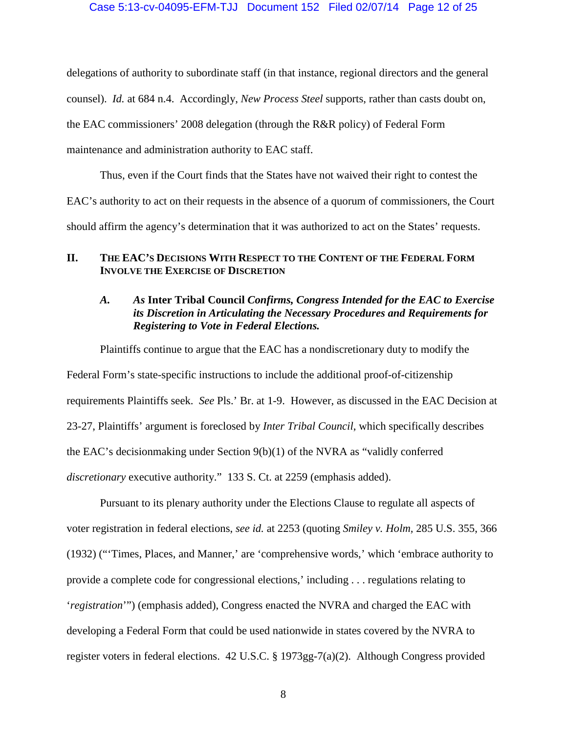delegations of authority to subordinate staff (in that instance, regional directors and the general counsel). *Id.* at 684 n.4. Accordingly, *New Process Steel* supports, rather than casts doubt on, the EAC commissioners' 2008 delegation (through the R&R policy) of Federal Form maintenance and administration authority to EAC staff.

Thus, even if the Court finds that the States have not waived their right to contest the EAC's authority to act on their requests in the absence of a quorum of commissioners, the Court should affirm the agency's determination that it was authorized to act on the States' requests.

## II. THE EAC'S DECISIONS WITH RESPECT TO THE CONTENT OF THE FEDERAL FORM INVOLVE THE EXERCISE OF DISCRETION

### *A. As* **Inter Tribal Council** *Confirms, Congress Intended for the EAC to Exercise its Discretion in Articulating the Necessary Procedures and Requirements for Registering to Vote in Federal Elections.*

Plaintiffs continue to argue that the EAC has a nondiscretionary duty to modify the Federal Form's state-specific instructions to include the additional proof-of-citizenship requirements Plaintiffs seek. *See* Pls.' Br. at 1-9. However, as discussed in the EAC Decision at 23-27, Plaintiffs' argument is foreclosed by *Inter Tribal Council*, which specifically describes the EAC's decisionmaking under Section 9(b)(1) of the NVRA as "validly conferred *discretionary* executive authority." 133 S. Ct. at 2259 (emphasis added).

Pursuant to its plenary authority under the Elections Clause to regulate all aspects of voter registration in federal elections, *see id.* at 2253 (quoting *Smiley v. Holm*, 285 U.S. 355, 366 (1932) ("'Times, Places, and Manner,' are 'comprehensive words,' which 'embrace authority to provide a complete code for congressional elections,' including . . . regulations relating to '*registration*'") (emphasis added), Congress enacted the NVRA and charged the EAC with developing a Federal Form that could be used nationwide in states covered by the NVRA to register voters in federal elections. 42 U.S.C. § 1973gg-7(a)(2). Although Congress provided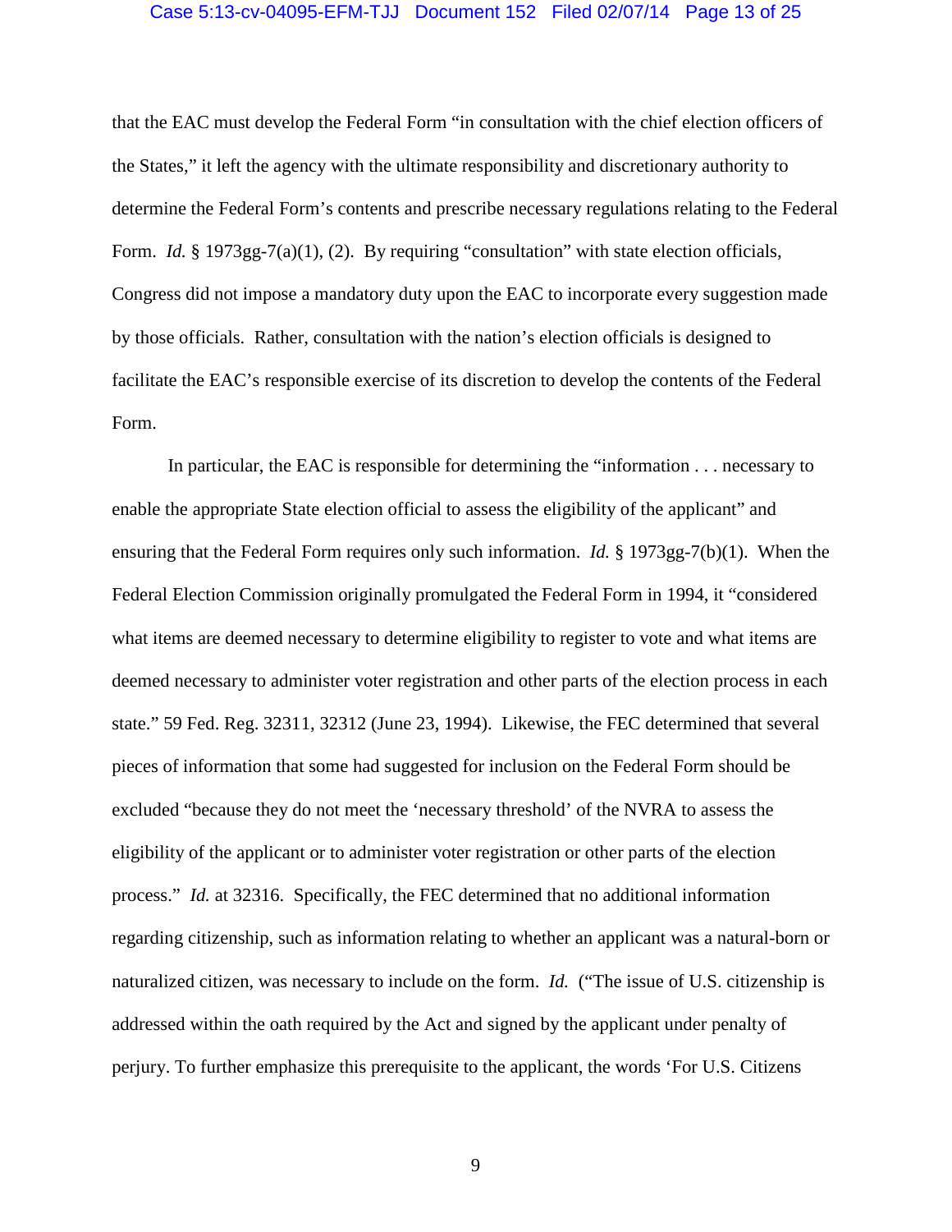that the EAC must develop the Federal Form "in consultation with the chief election officers of the States," it left the agency with the ultimate responsibility and discretionary authority to determine the Federal Form's contents and prescribe necessary regulations relating to the Federal Form. *Id.* § 1973gg-7(a)(1), (2). By requiring "consultation" with state election officials, Congress did not impose a mandatory duty upon the EAC to incorporate every suggestion made by those officials. Rather, consultation with the nation's election officials is designed to facilitate the EAC's responsible exercise of its discretion to develop the contents of the Federal Form.

In particular, the EAC is responsible for determining the "information . . . necessary to enable the appropriate State election official to assess the eligibility of the applicant" and ensuring that the Federal Form requires only such information. *Id.* § 1973gg-7(b)(1). When the Federal Election Commission originally promulgated the Federal Form in 1994, it "considered what items are deemed necessary to determine eligibility to register to vote and what items are deemed necessary to administer voter registration and other parts of the election process in each state." 59 Fed. Reg. 32311, 32312 (June 23, 1994). Likewise, the FEC determined that several pieces of information that some had suggested for inclusion on the Federal Form should be excluded "because they do not meet the 'necessary threshold' of the NVRA to assess the eligibility of the applicant or to administer voter registration or other parts of the election process." *Id.* at 32316. Specifically, the FEC determined that no additional information regarding citizenship, such as information relating to whether an applicant was a natural-born or naturalized citizen, was necessary to include on the form. *Id.* ("The issue of U.S. citizenship is addressed within the oath required by the Act and signed by the applicant under penalty of perjury. To further emphasize this prerequisite to the applicant, the words 'For U.S. Citizens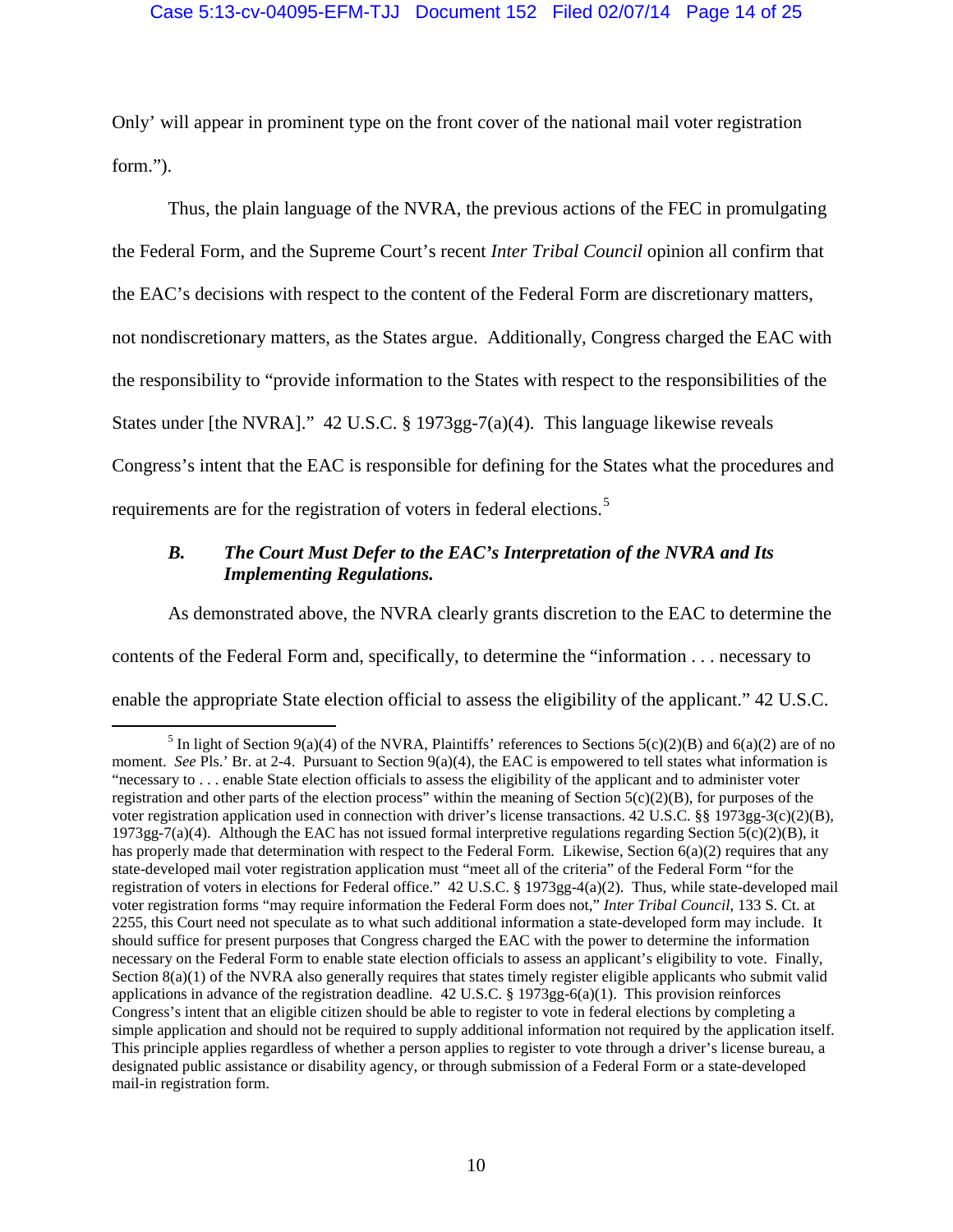Only' will appear in prominent type on the front cover of the national mail voter registration form.").

Thus, the plain language of the NVRA, the previous actions of the FEC in promulgating the Federal Form, and the Supreme Court's recent *Inter Tribal Council* opinion all confirm that the EAC's decisions with respect to the content of the Federal Form are discretionary matters, not nondiscretionary matters, as the States argue. Additionally, Congress charged the EAC with the responsibility to "provide information to the States with respect to the responsibilities of the States under [the NVRA]." 42 U.S.C. § 1973gg-7(a)(4). This language likewise reveals Congress's intent that the EAC is responsible for defining for the States what the procedures and requirements are for the registration of voters in federal elections.[5]

### *B. The Court Must Defer to the EAC's Interpretation of the NVRA and Its Implementing Regulations.*

As demonstrated above, the NVRA clearly grants discretion to the EAC to determine the contents of the Federal Form and, specifically, to determine the "information . . . necessary to enable the appropriate State election official to assess the eligibility of the applicant." 42 U.S.C.

[5] In light of Section 9(a)(4) of the NVRA, Plaintiffs' references to Sections 5(c)(2)(B) and 6(a)(2) are of no moment. *See* Pls.' Br. at 2-4. Pursuant to Section 9(a)(4), the EAC is empowered to tell states what information is "necessary to . . . enable State election officials to assess the eligibility of the applicant and to administer voter registration and other parts of the election process" within the meaning of Section 5(c)(2)(B), for purposes of the voter registration application used in connection with driver's license transactions. 42 U.S.C. §§ 1973gg-3(c)(2)(B), 1973gg-7(a)(4). Although the EAC has not issued formal interpretive regulations regarding Section 5(c)(2)(B), it has properly made that determination with respect to the Federal Form. Likewise, Section 6(a)(2) requires that any state-developed mail voter registration application must "meet all of the criteria" of the Federal Form "for the registration of voters in elections for Federal office." 42 U.S.C. § 1973gg-4(a)(2). Thus, while state-developed mail voter registration forms "may require information the Federal Form does not," *Inter Tribal Council*, 133 S. Ct. at 2255, this Court need not speculate as to what such additional information a state-developed form may include. It should suffice for present purposes that Congress charged the EAC with the power to determine the information necessary on the Federal Form to enable state election officials to assess an applicant's eligibility to vote. Finally, Section 8(a)(1) of the NVRA also generally requires that states timely register eligible applicants who submit valid applications in advance of the registration deadline. 42 U.S.C. § 1973gg-6(a)(1). This provision reinforces Congress's intent that an eligible citizen should be able to register to vote in federal elections by completing a simple application and should not be required to supply additional information not required by the application itself. This principle applies regardless of whether a person applies to register to vote through a driver's license bureau, a designated public assistance or disability agency, or through submission of a Federal Form or a state-developed mail-in registration form.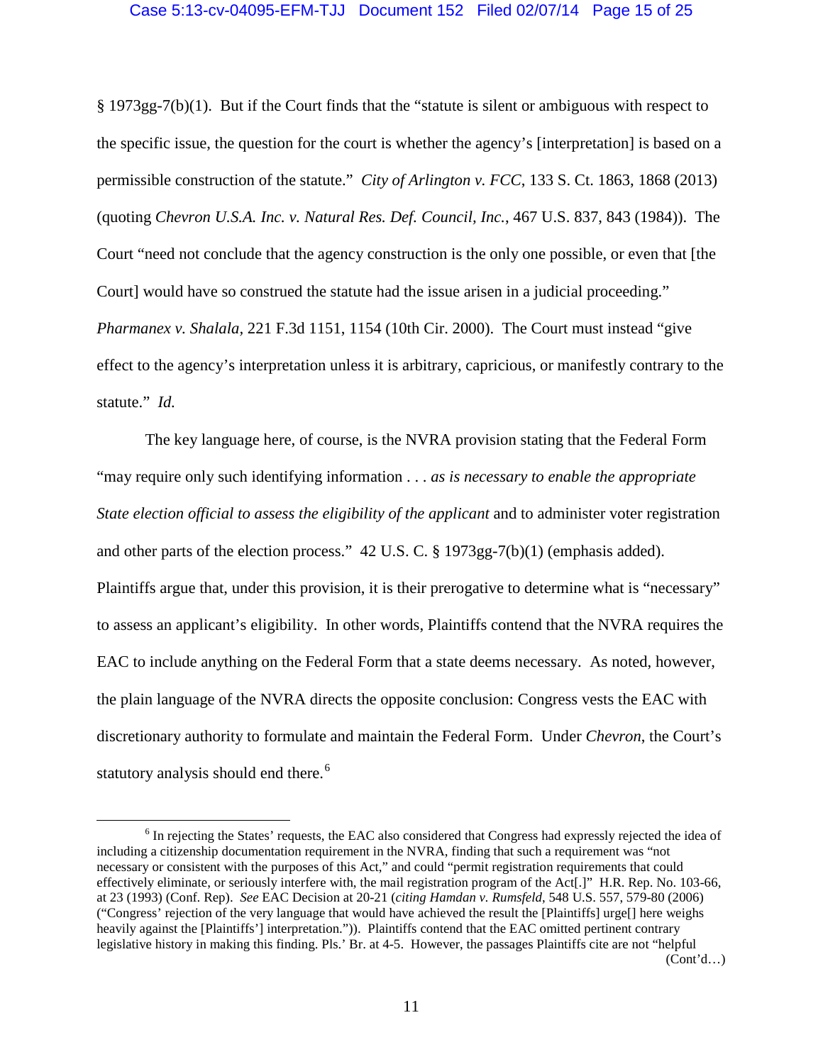§ 1973gg-7(b)(1). But if the Court finds that the "statute is silent or ambiguous with respect to the specific issue, the question for the court is whether the agency's [interpretation] is based on a permissible construction of the statute." *City of Arlington v. FCC*, 133 S. Ct. 1863, 1868 (2013) (quoting *Chevron U.S.A. Inc. v. Natural Res. Def. Council, Inc.*, 467 U.S. 837, 843 (1984)). The Court "need not conclude that the agency construction is the only one possible, or even that [the Court] would have so construed the statute had the issue arisen in a judicial proceeding." *Pharmanex v. Shalala*, 221 F.3d 1151, 1154 (10th Cir. 2000). The Court must instead "give effect to the agency's interpretation unless it is arbitrary, capricious, or manifestly contrary to the statute." *Id.*

The key language here, of course, is the NVRA provision stating that the Federal Form "may require only such identifying information . . . *as is necessary to enable the appropriate State election official to assess the eligibility of the applicant* and to administer voter registration and other parts of the election process." 42 U.S. C. § 1973gg-7(b)(1) (emphasis added). Plaintiffs argue that, under this provision, it is their prerogative to determine what is "necessary" to assess an applicant's eligibility. In other words, Plaintiffs contend that the NVRA requires the EAC to include anything on the Federal Form that a state deems necessary. As noted, however, the plain language of the NVRA directs the opposite conclusion: Congress vests the EAC with discretionary authority to formulate and maintain the Federal Form. Under *Chevron*, the Court's statutory analysis should end there.[6]

---

[6] In rejecting the States' requests, the EAC also considered that Congress had expressly rejected the idea of including a citizenship documentation requirement in the NVRA, finding that such a requirement was "not necessary or consistent with the purposes of this Act," and could "permit registration requirements that could effectively eliminate, or seriously interfere with, the mail registration program of the Act[.]" H.R. Rep. No. 103-66, at 23 (1993) (Conf. Rep). *See* EAC Decision at 20-21 (*citing Hamdan v. Rumsfeld*, 548 U.S. 557, 579-80 (2006) ("Congress' rejection of the very language that would have achieved the result the [Plaintiffs] urge[] here weighs heavily against the [Plaintiffs'] interpretation.")). Plaintiffs contend that the EAC omitted pertinent contrary legislative history in making this finding. Pls.' Br. at 4-5. However, the passages Plaintiffs cite are not "helpful

(Cont'd…)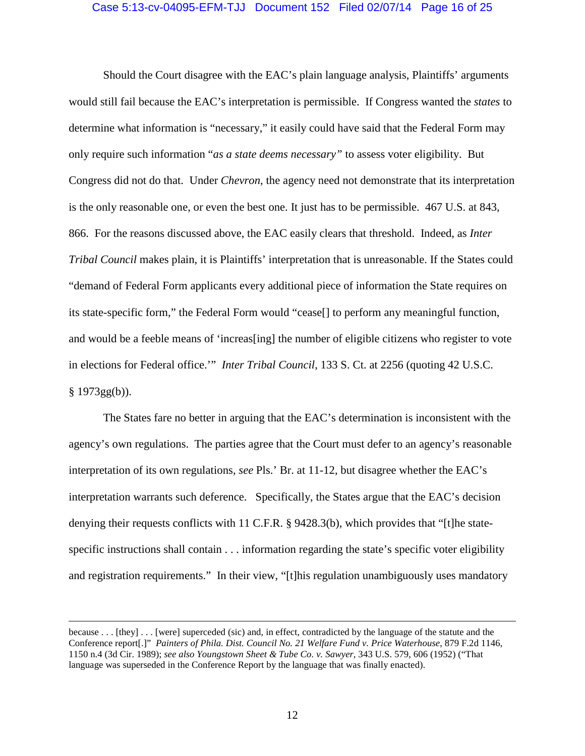Should the Court disagree with the EAC's plain language analysis, Plaintiffs' arguments would still fail because the EAC's interpretation is permissible. If Congress wanted the *states* to determine what information is "necessary," it easily could have said that the Federal Form may only require such information "*as a state deems necessary"* to assess voter eligibility. But Congress did not do that. Under *Chevron*, the agency need not demonstrate that its interpretation is the only reasonable one, or even the best one. It just has to be permissible. 467 U.S. at 843, 866. For the reasons discussed above, the EAC easily clears that threshold. Indeed, as *Inter Tribal Council* makes plain, it is Plaintiffs' interpretation that is unreasonable. If the States could "demand of Federal Form applicants every additional piece of information the State requires on its state-specific form," the Federal Form would "cease[] to perform any meaningful function, and would be a feeble means of 'increas[ing] the number of eligible citizens who register to vote in elections for Federal office.'" *Inter Tribal Council*, 133 S. Ct. at 2256 (quoting 42 U.S.C. § 1973gg(b)).

The States fare no better in arguing that the EAC's determination is inconsistent with the agency's own regulations. The parties agree that the Court must defer to an agency's reasonable interpretation of its own regulations, *see* Pls.' Br. at 11-12, but disagree whether the EAC's interpretation warrants such deference. Specifically, the States argue that the EAC's decision denying their requests conflicts with 11 C.F.R. § 9428.3(b), which provides that "[t]he state-specific instructions shall contain . . . information regarding the state's specific voter eligibility and registration requirements." In their view, "[t]his regulation unambiguously uses mandatory

---

because . . . [they] . . . [were] superceded (sic) and, in effect, contradicted by the language of the statute and the Conference report[.]" *Painters of Phila. Dist. Council No. 21 Welfare Fund v. Price Waterhouse*, 879 F.2d 1146, 1150 n.4 (3d Cir. 1989); *see also Youngstown Sheet & Tube Co. v. Sawyer*, 343 U.S. 579, 606 (1952) ("That language was superseded in the Conference Report by the language that was finally enacted).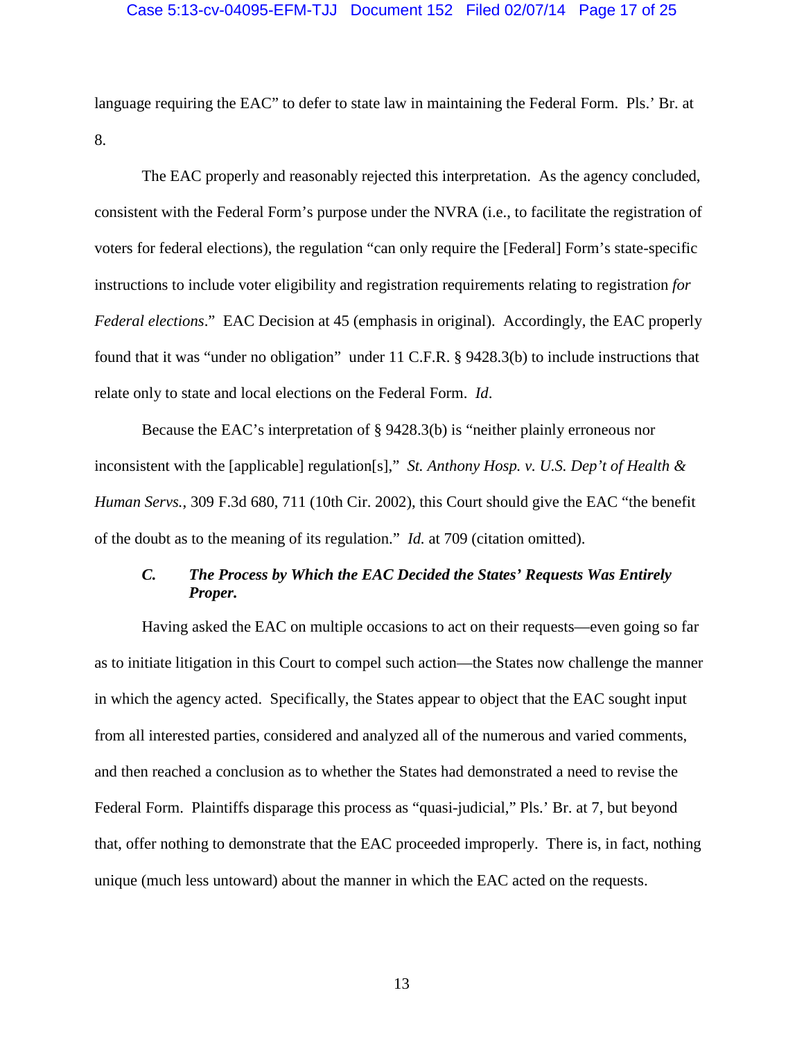language requiring the EAC" to defer to state law in maintaining the Federal Form. Pls.' Br. at 8.

The EAC properly and reasonably rejected this interpretation. As the agency concluded, consistent with the Federal Form's purpose under the NVRA (i.e., to facilitate the registration of voters for federal elections), the regulation "can only require the [Federal] Form's state-specific instructions to include voter eligibility and registration requirements relating to registration *for Federal elections*." EAC Decision at 45 (emphasis in original). Accordingly, the EAC properly found that it was "under no obligation" under 11 C.F.R. § 9428.3(b) to include instructions that relate only to state and local elections on the Federal Form. *Id*.

Because the EAC's interpretation of § 9428.3(b) is "neither plainly erroneous nor inconsistent with the [applicable] regulation[s]," *St. Anthony Hosp. v. U.S. Dep't of Health & Human Servs.*, 309 F.3d 680, 711 (10th Cir. 2002), this Court should give the EAC "the benefit of the doubt as to the meaning of its regulation." *Id.* at 709 (citation omitted).

### *C. The Process by Which the EAC Decided the States' Requests Was Entirely Proper.*

Having asked the EAC on multiple occasions to act on their requests—even going so far as to initiate litigation in this Court to compel such action—the States now challenge the manner in which the agency acted. Specifically, the States appear to object that the EAC sought input from all interested parties, considered and analyzed all of the numerous and varied comments, and then reached a conclusion as to whether the States had demonstrated a need to revise the Federal Form. Plaintiffs disparage this process as "quasi-judicial," Pls.' Br. at 7, but beyond that, offer nothing to demonstrate that the EAC proceeded improperly. There is, in fact, nothing unique (much less untoward) about the manner in which the EAC acted on the requests.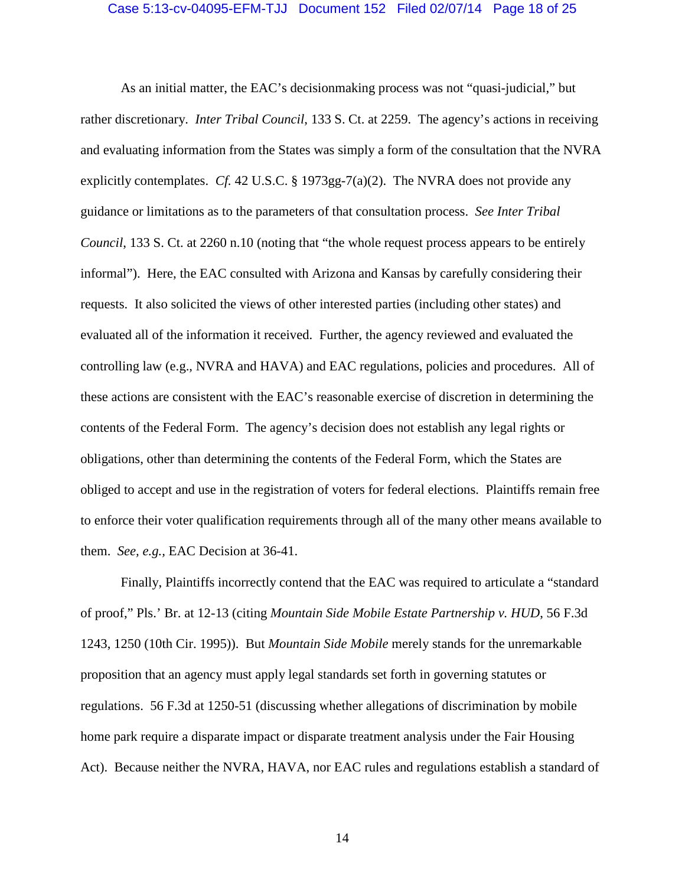As an initial matter, the EAC's decisionmaking process was not "quasi-judicial," but rather discretionary. *Inter Tribal Council*, 133 S. Ct. at 2259. The agency's actions in receiving and evaluating information from the States was simply a form of the consultation that the NVRA explicitly contemplates. *Cf.* 42 U.S.C. § 1973gg-7(a)(2). The NVRA does not provide any guidance or limitations as to the parameters of that consultation process. *See Inter Tribal Council*, 133 S. Ct. at 2260 n.10 (noting that "the whole request process appears to be entirely informal"). Here, the EAC consulted with Arizona and Kansas by carefully considering their requests. It also solicited the views of other interested parties (including other states) and evaluated all of the information it received. Further, the agency reviewed and evaluated the controlling law (e.g., NVRA and HAVA) and EAC regulations, policies and procedures. All of these actions are consistent with the EAC's reasonable exercise of discretion in determining the contents of the Federal Form. The agency's decision does not establish any legal rights or obligations, other than determining the contents of the Federal Form, which the States are obliged to accept and use in the registration of voters for federal elections. Plaintiffs remain free to enforce their voter qualification requirements through all of the many other means available to them. *See, e.g.*, EAC Decision at 36-41.

Finally, Plaintiffs incorrectly contend that the EAC was required to articulate a "standard of proof," Pls.' Br. at 12-13 (citing *Mountain Side Mobile Estate Partnership v. HUD*, 56 F.3d 1243, 1250 (10th Cir. 1995)). But *Mountain Side Mobile* merely stands for the unremarkable proposition that an agency must apply legal standards set forth in governing statutes or regulations. 56 F.3d at 1250-51 (discussing whether allegations of discrimination by mobile home park require a disparate impact or disparate treatment analysis under the Fair Housing Act). Because neither the NVRA, HAVA, nor EAC rules and regulations establish a standard of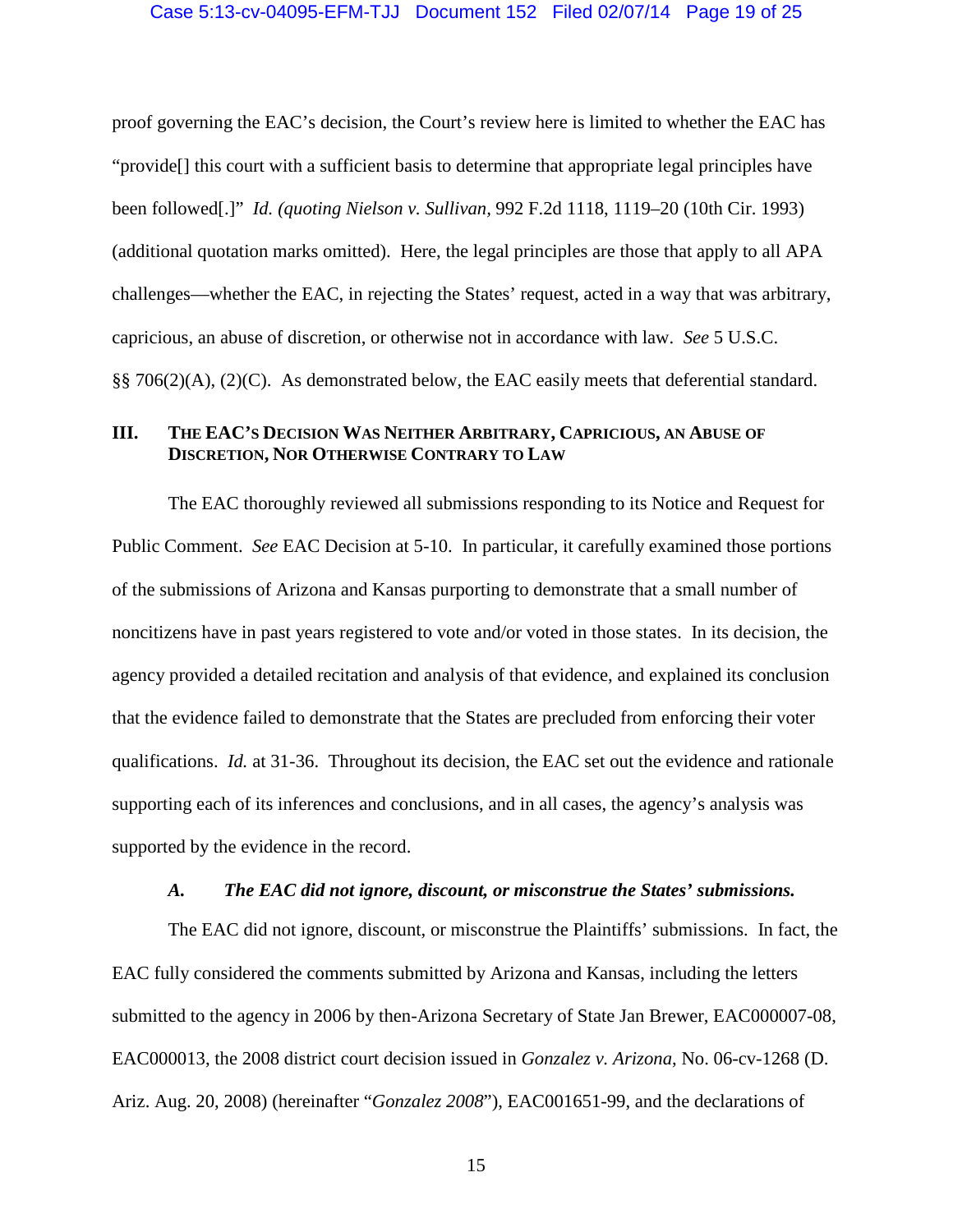proof governing the EAC's decision, the Court's review here is limited to whether the EAC has "provide[] this court with a sufficient basis to determine that appropriate legal principles have been followed[.]" *Id. (quoting Nielson v. Sullivan*, 992 F.2d 1118, 1119–20 (10th Cir. 1993) (additional quotation marks omitted). Here, the legal principles are those that apply to all APA challenges—whether the EAC, in rejecting the States' request, acted in a way that was arbitrary, capricious, an abuse of discretion, or otherwise not in accordance with law. *See* 5 U.S.C. §§ 706(2)(A), (2)(C). As demonstrated below, the EAC easily meets that deferential standard.

## III. The EAC's Decision Was Neither Arbitrary, Capricious, an Abuse of Discretion, Nor Otherwise Contrary to Law

The EAC thoroughly reviewed all submissions responding to its Notice and Request for Public Comment. *See* EAC Decision at 5-10. In particular, it carefully examined those portions of the submissions of Arizona and Kansas purporting to demonstrate that a small number of noncitizens have in past years registered to vote and/or voted in those states. In its decision, the agency provided a detailed recitation and analysis of that evidence, and explained its conclusion that the evidence failed to demonstrate that the States are precluded from enforcing their voter qualifications. *Id.* at 31-36. Throughout its decision, the EAC set out the evidence and rationale supporting each of its inferences and conclusions, and in all cases, the agency's analysis was supported by the evidence in the record.

### *A. The EAC did not ignore, discount, or misconstrue the States' submissions.*

The EAC did not ignore, discount, or misconstrue the Plaintiffs' submissions. In fact, the EAC fully considered the comments submitted by Arizona and Kansas, including the letters submitted to the agency in 2006 by then-Arizona Secretary of State Jan Brewer, EAC000007-08, EAC000013, the 2008 district court decision issued in *Gonzalez v. Arizona*, No. 06-cv-1268 (D. Ariz. Aug. 20, 2008) (hereinafter "*Gonzalez 2008*"), EAC001651-99, and the declarations of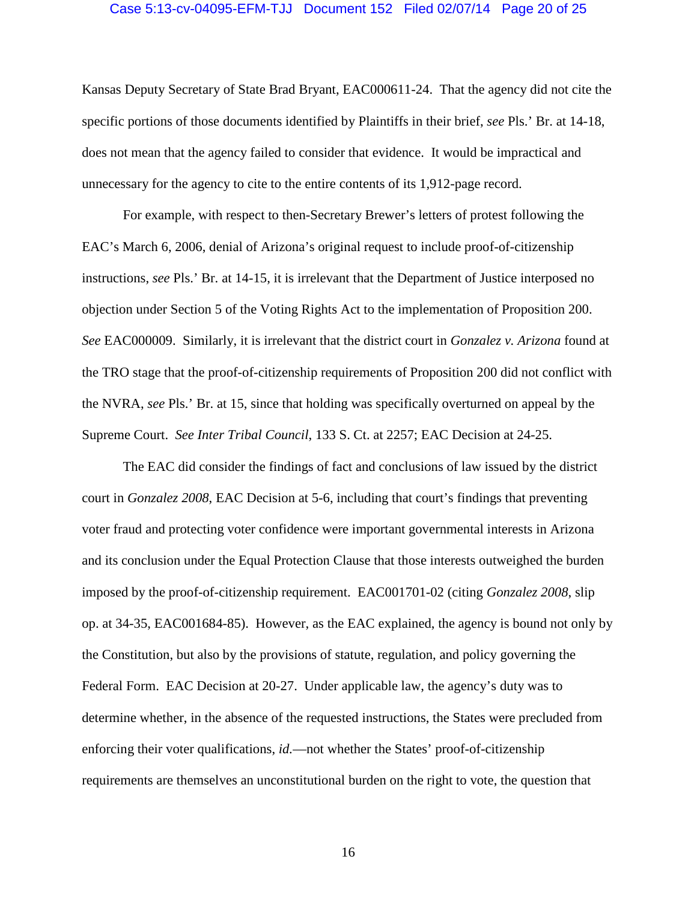Kansas Deputy Secretary of State Brad Bryant, EAC000611-24. That the agency did not cite the specific portions of those documents identified by Plaintiffs in their brief, *see* Pls.' Br. at 14-18, does not mean that the agency failed to consider that evidence. It would be impractical and unnecessary for the agency to cite to the entire contents of its 1,912-page record.

For example, with respect to then-Secretary Brewer's letters of protest following the EAC's March 6, 2006, denial of Arizona's original request to include proof-of-citizenship instructions, *see* Pls.' Br. at 14-15, it is irrelevant that the Department of Justice interposed no objection under Section 5 of the Voting Rights Act to the implementation of Proposition 200. *See* EAC000009. Similarly, it is irrelevant that the district court in *Gonzalez v. Arizona* found at the TRO stage that the proof-of-citizenship requirements of Proposition 200 did not conflict with the NVRA, *see* Pls.' Br. at 15, since that holding was specifically overturned on appeal by the Supreme Court. *See Inter Tribal Council*, 133 S. Ct. at 2257; EAC Decision at 24-25.

The EAC did consider the findings of fact and conclusions of law issued by the district court in *Gonzalez 2008*, EAC Decision at 5-6, including that court's findings that preventing voter fraud and protecting voter confidence were important governmental interests in Arizona and its conclusion under the Equal Protection Clause that those interests outweighed the burden imposed by the proof-of-citizenship requirement. EAC001701-02 (citing *Gonzalez 2008*, slip op. at 34-35, EAC001684-85). However, as the EAC explained, the agency is bound not only by the Constitution, but also by the provisions of statute, regulation, and policy governing the Federal Form. EAC Decision at 20-27. Under applicable law, the agency's duty was to determine whether, in the absence of the requested instructions, the States were precluded from enforcing their voter qualifications, *id.*—not whether the States' proof-of-citizenship requirements are themselves an unconstitutional burden on the right to vote, the question that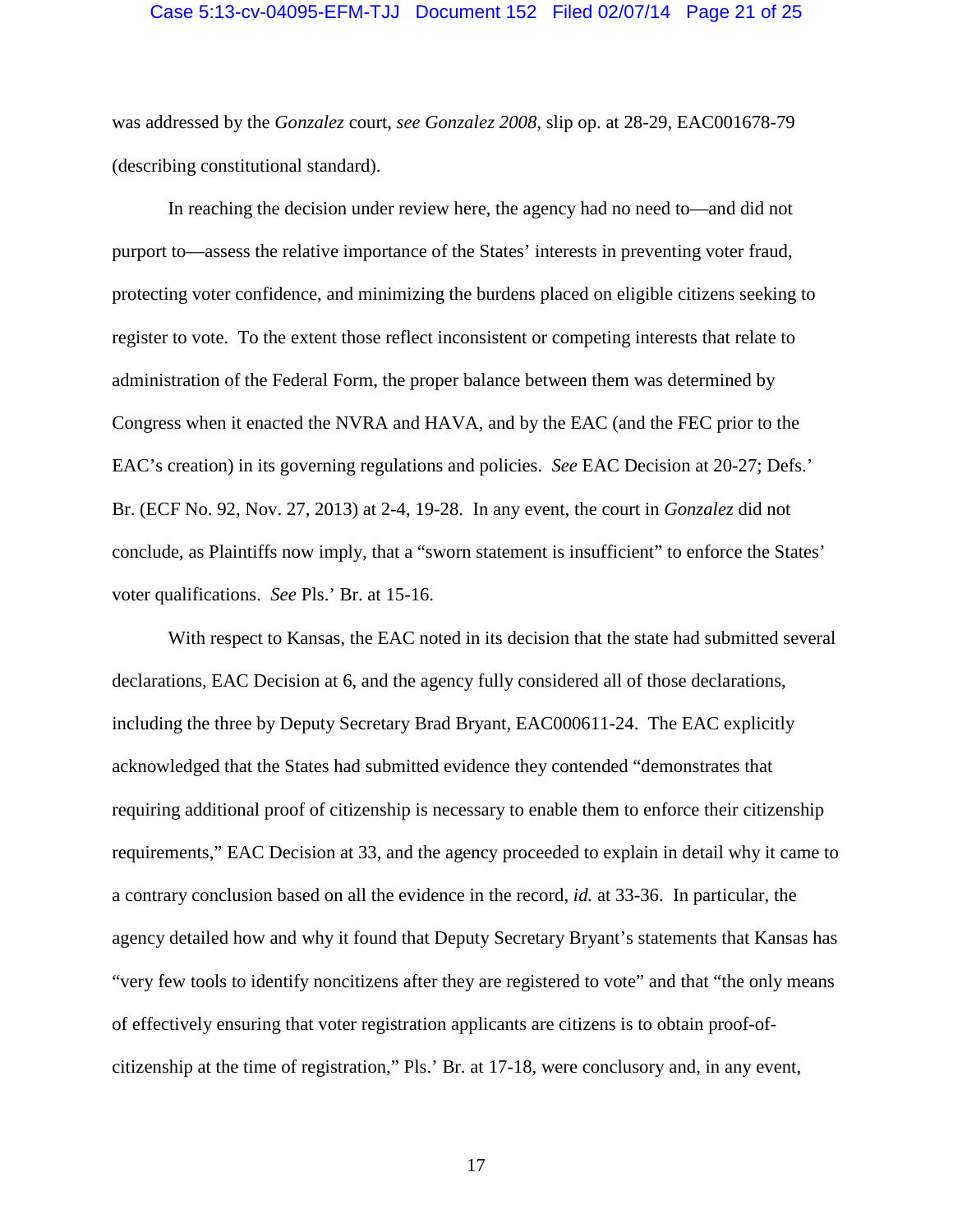was addressed by the *Gonzalez* court, *see Gonzalez 2008*, slip op. at 28-29, EAC001678-79 (describing constitutional standard).

In reaching the decision under review here, the agency had no need to—and did not purport to—assess the relative importance of the States' interests in preventing voter fraud, protecting voter confidence, and minimizing the burdens placed on eligible citizens seeking to register to vote. To the extent those reflect inconsistent or competing interests that relate to administration of the Federal Form, the proper balance between them was determined by Congress when it enacted the NVRA and HAVA, and by the EAC (and the FEC prior to the EAC's creation) in its governing regulations and policies. *See* EAC Decision at 20-27; Defs.' Br. (ECF No. 92, Nov. 27, 2013) at 2-4, 19-28. In any event, the court in *Gonzalez* did not conclude, as Plaintiffs now imply, that a "sworn statement is insufficient" to enforce the States' voter qualifications. *See* Pls.' Br. at 15-16.

With respect to Kansas, the EAC noted in its decision that the state had submitted several declarations, EAC Decision at 6, and the agency fully considered all of those declarations, including the three by Deputy Secretary Brad Bryant, EAC000611-24. The EAC explicitly acknowledged that the States had submitted evidence they contended "demonstrates that requiring additional proof of citizenship is necessary to enable them to enforce their citizenship requirements," EAC Decision at 33, and the agency proceeded to explain in detail why it came to a contrary conclusion based on all the evidence in the record, *id.* at 33-36. In particular, the agency detailed how and why it found that Deputy Secretary Bryant's statements that Kansas has "very few tools to identify noncitizens after they are registered to vote" and that "the only means of effectively ensuring that voter registration applicants are citizens is to obtain proof-of-citizenship at the time of registration," Pls.' Br. at 17-18, were conclusory and, in any event,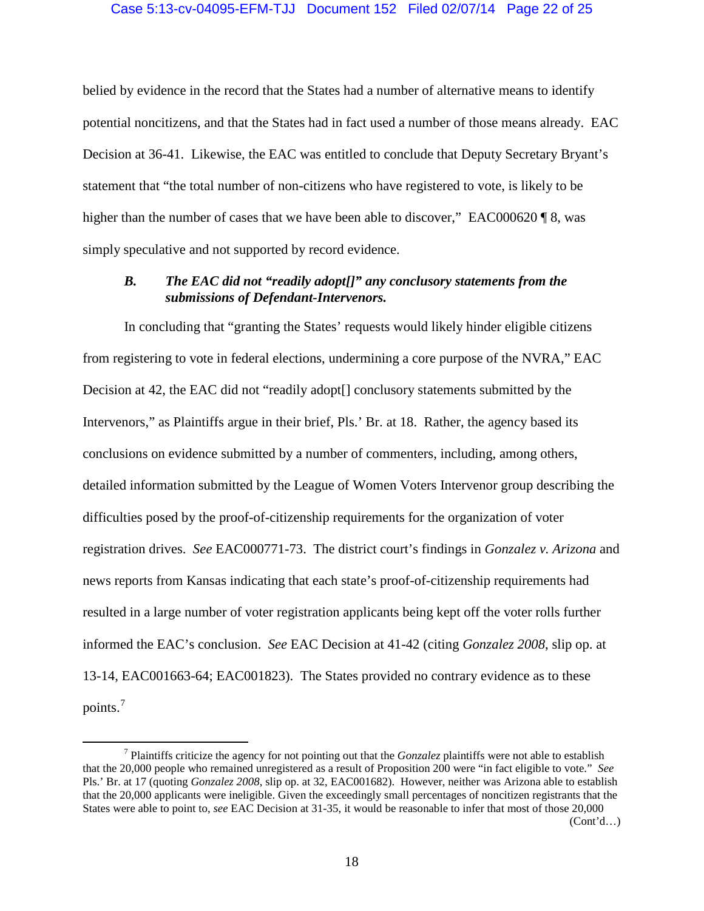belied by evidence in the record that the States had a number of alternative means to identify potential noncitizens, and that the States had in fact used a number of those means already. EAC Decision at 36-41. Likewise, the EAC was entitled to conclude that Deputy Secretary Bryant's statement that "the total number of non-citizens who have registered to vote, is likely to be higher than the number of cases that we have been able to discover," EAC000620 ¶ 8, was simply speculative and not supported by record evidence.

### *B. The EAC did not "readily adopt[]" any conclusory statements from the submissions of Defendant-Intervenors.*

In concluding that "granting the States' requests would likely hinder eligible citizens from registering to vote in federal elections, undermining a core purpose of the NVRA," EAC Decision at 42, the EAC did not "readily adopt[] conclusory statements submitted by the Intervenors," as Plaintiffs argue in their brief, Pls.' Br. at 18. Rather, the agency based its conclusions on evidence submitted by a number of commenters, including, among others, detailed information submitted by the League of Women Voters Intervenor group describing the difficulties posed by the proof-of-citizenship requirements for the organization of voter registration drives. *See* EAC000771-73. The district court's findings in *Gonzalez v. Arizona* and news reports from Kansas indicating that each state's proof-of-citizenship requirements had resulted in a large number of voter registration applicants being kept off the voter rolls further informed the EAC's conclusion. *See* EAC Decision at 41-42 (citing *Gonzalez 2008*, slip op. at 13-14, EAC001663-64; EAC001823). The States provided no contrary evidence as to these points.[7]

---

[7] Plaintiffs criticize the agency for not pointing out that the *Gonzalez* plaintiffs were not able to establish that the 20,000 people who remained unregistered as a result of Proposition 200 were "in fact eligible to vote." *See* Pls.' Br. at 17 (quoting *Gonzalez 2008*, slip op. at 32, EAC001682). However, neither was Arizona able to establish that the 20,000 applicants were ineligible. Given the exceedingly small percentages of noncitizen registrants that the States were able to point to, *see* EAC Decision at 31-35, it would be reasonable to infer that most of those 20,000 (Cont'd…)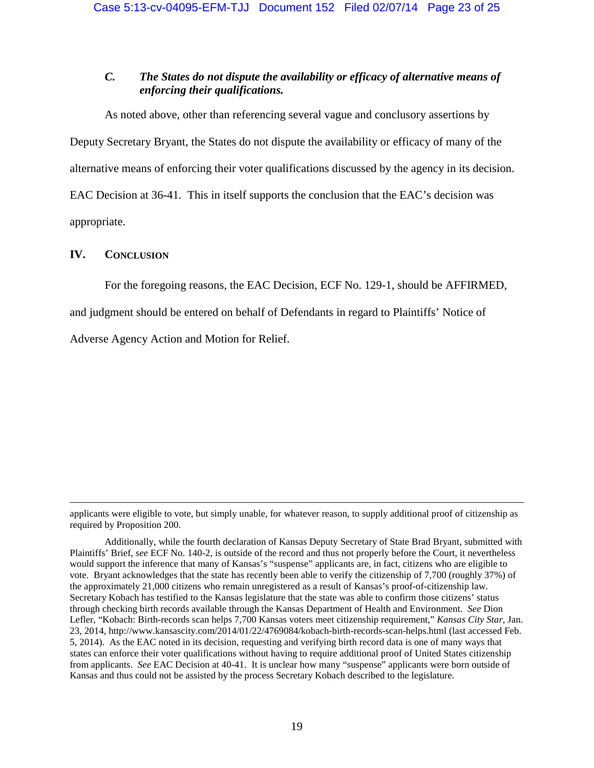### *C. The States do not dispute the availability or efficacy of alternative means of enforcing their qualifications.*

As noted above, other than referencing several vague and conclusory assertions by Deputy Secretary Bryant, the States do not dispute the availability or efficacy of many of the alternative means of enforcing their voter qualifications discussed by the agency in its decision. EAC Decision at 36-41. This in itself supports the conclusion that the EAC's decision was appropriate.

## IV. CONCLUSION

For the foregoing reasons, the EAC Decision, ECF No. 129-1, should be AFFIRMED, and judgment should be entered on behalf of Defendants in regard to Plaintiffs' Notice of Adverse Agency Action and Motion for Relief.

---

applicants were eligible to vote, but simply unable, for whatever reason, to supply additional proof of citizenship as required by Proposition 200.

Additionally, while the fourth declaration of Kansas Deputy Secretary of State Brad Bryant, submitted with Plaintiffs' Brief, *see* ECF No. 140-2, is outside of the record and thus not properly before the Court, it nevertheless would support the inference that many of Kansas's "suspense" applicants are, in fact, citizens who are eligible to vote. Bryant acknowledges that the state has recently been able to verify the citizenship of 7,700 (roughly 37%) of the approximately 21,000 citizens who remain unregistered as a result of Kansas's proof-of-citizenship law. Secretary Kobach has testified to the Kansas legislature that the state was able to confirm those citizens' status through checking birth records available through the Kansas Department of Health and Environment. *See* Dion Lefler, "Kobach: Birth-records scan helps 7,700 Kansas voters meet citizenship requirement," *Kansas City Star*, Jan. 23, 2014, http://www.kansascity.com/2014/01/22/4769084/kobach-birth-records-scan-helps.html (last accessed Feb. 5, 2014). As the EAC noted in its decision, requesting and verifying birth record data is one of many ways that states can enforce their voter qualifications without having to require additional proof of United States citizenship from applicants. *See* EAC Decision at 40-41. It is unclear how many "suspense" applicants were born outside of Kansas and thus could not be assisted by the process Secretary Kobach described to the legislature.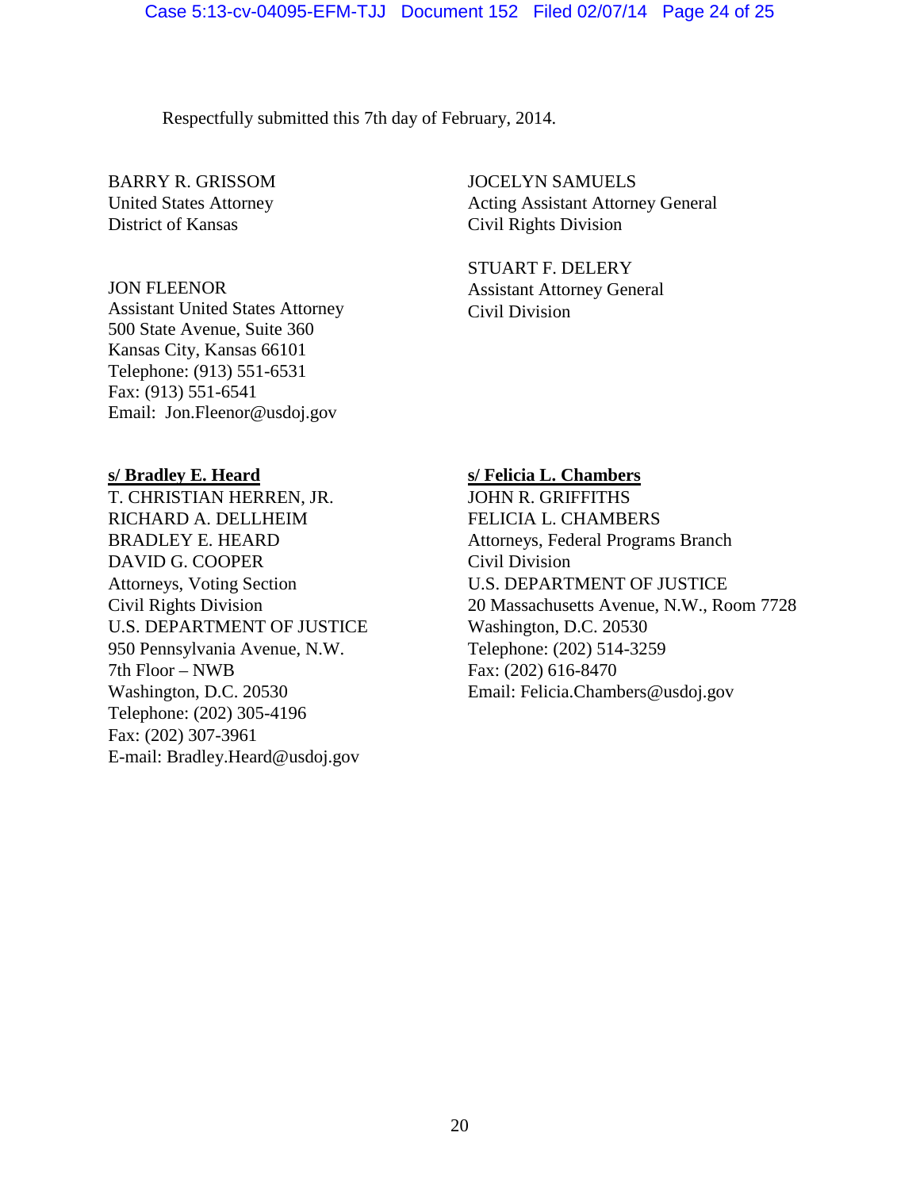Respectfully submitted this 7th day of February, 2014.

BARRY R. GRISSOM
United States Attorney
District of Kansas

JON FLEENOR
Assistant United States Attorney
500 State Avenue, Suite 360
Kansas City, Kansas 66101
Telephone: (913) 551-6531
Fax: (913) 551-6541
Email: Jon.Fleenor@usdoj.gov

**s/ Bradley E. Heard**
T. CHRISTIAN HERREN, JR.
RICHARD A. DELLHEIM
BRADLEY E. HEARD
DAVID G. COOPER
Attorneys, Voting Section
Civil Rights Division
U.S. DEPARTMENT OF JUSTICE
950 Pennsylvania Avenue, N.W.
7th Floor – NWB
Washington, D.C. 20530
Telephone: (202) 305-4196
Fax: (202) 307-3961
E-mail: Bradley.Heard@usdoj.gov

JOCELYN SAMUELS
Acting Assistant Attorney General
Civil Rights Division

STUART F. DELERY
Assistant Attorney General
Civil Division

**s/ Felicia L. Chambers**
JOHN R. GRIFFITHS
FELICIA L. CHAMBERS
Attorneys, Federal Programs Branch
Civil Division
U.S. DEPARTMENT OF JUSTICE
20 Massachusetts Avenue, N.W., Room 7728
Washington, D.C. 20530
Telephone: (202) 514-3259
Fax: (202) 616-8470
Email: Felicia.Chambers@usdoj.gov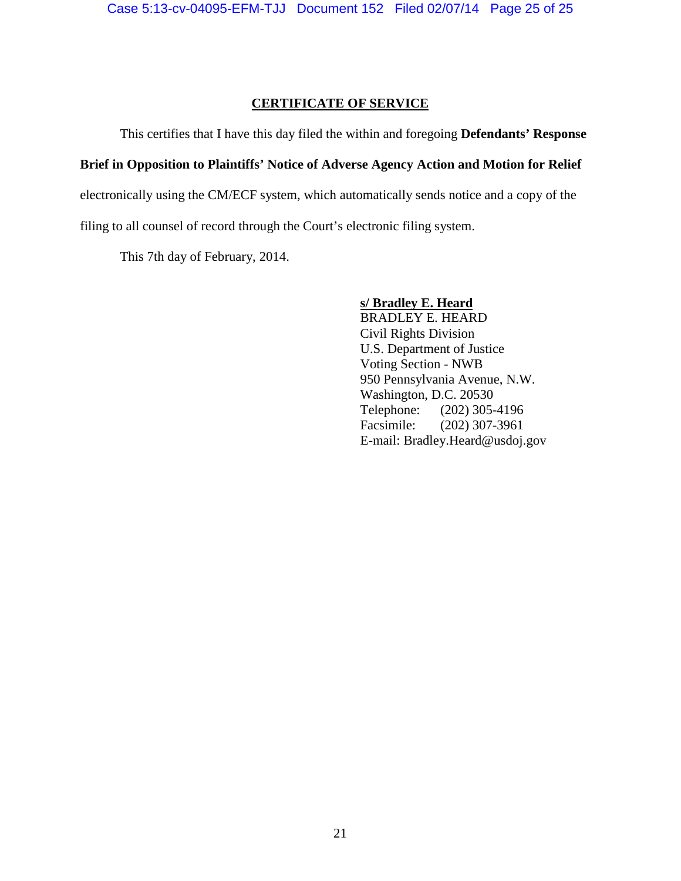**CERTIFICATE OF SERVICE**

This certifies that I have this day filed the within and foregoing **Defendants' Response Brief in Opposition to Plaintiffs' Notice of Adverse Agency Action and Motion for Relief** electronically using the CM/ECF system, which automatically sends notice and a copy of the filing to all counsel of record through the Court's electronic filing system.

This 7th day of February, 2014.

**s/ Bradley E. Heard**
BRADLEY E. HEARD
Civil Rights Division
U.S. Department of Justice
Voting Section - NWB
950 Pennsylvania Avenue, N.W.
Washington, D.C. 20530
Telephone: (202) 305-4196
Facsimile: (202) 307-3961
E-mail: Bradley.Heard@usdoj.gov